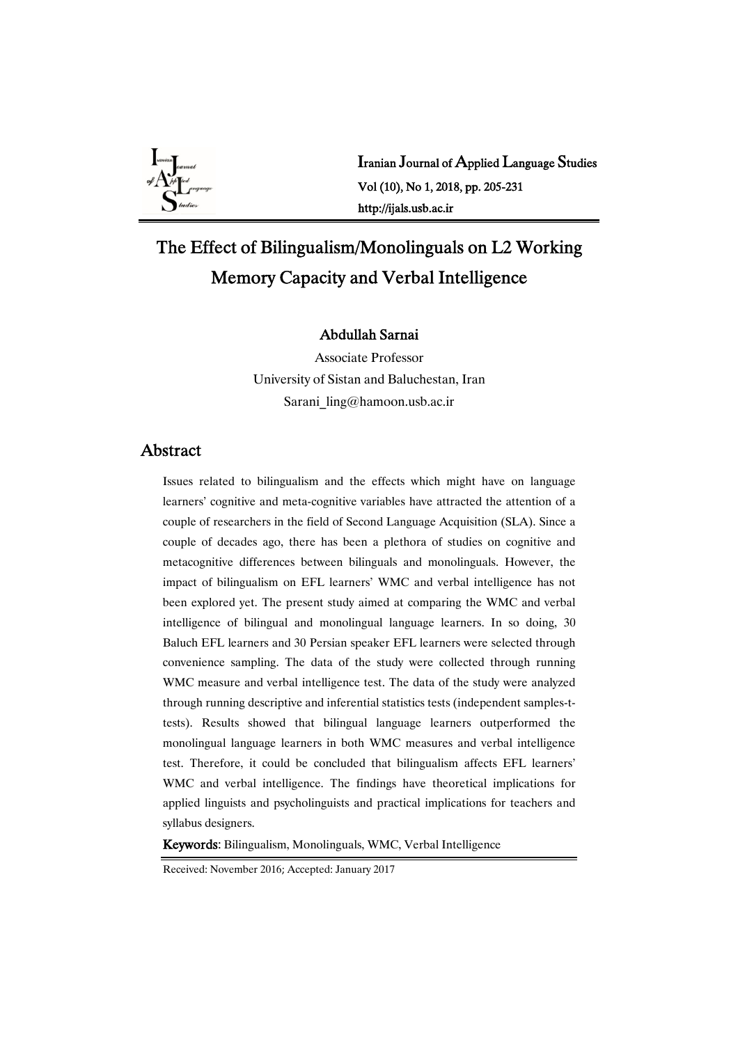# The Effect of Bilingualism/Monolinguals on L2 Working Memory Capacity and Verbal Intelligence

**Abdullah Sarnai**

Associate Professor

University of Sistan and Baluchestan, Iran

Sarani_ling@hamoon.usb.ac.ir

## Abstract

Issues related to bilingualism and the effects which might have on language learners' cognitive and meta-cognitive variables have attracted the attention of a couple of researchers in the field of Second Language Acquisition (SLA). Since a couple of decades ago, there has been a plethora of studies on cognitive and metacognitive differences between bilinguals and monolinguals. However, the impact of bilingualism on EFL learners' WMC and verbal intelligence has not been explored yet. The present study aimed at comparing the WMC and verbal intelligence of bilingual and monolingual language learners. In so doing, 30 Baluch EFL learners and 30 Persian speaker EFL learners were selected through convenience sampling. The data of the study were collected through running WMC measure and verbal intelligence test. The data of the study were analyzed through running descriptive and inferential statistics tests (independent samples-t-tests). Results showed that bilingual language learners outperformed the monolingual language learners in both WMC measures and verbal intelligence test. Therefore, it could be concluded that bilingualism affects EFL learners' WMC and verbal intelligence. The findings have theoretical implications for applied linguists and psycholinguists and practical implications for teachers and syllabus designers.

**Keywords**: Bilingualism, Monolinguals, WMC, Verbal Intelligence

Received: November 2016; Accepted: January 2017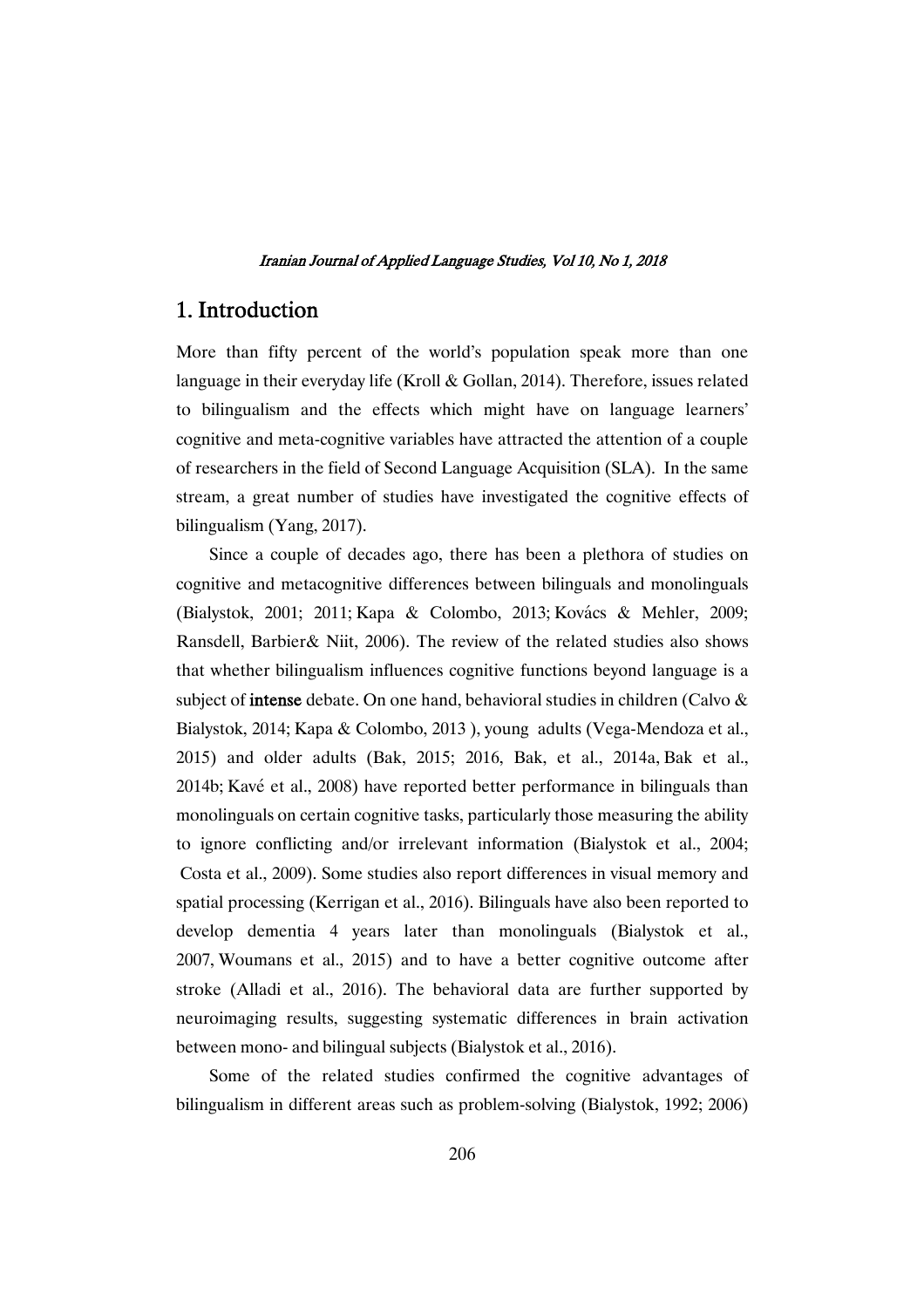## 1. Introduction

More than fifty percent of the world's population speak more than one language in their everyday life (Kroll & Gollan, 2014). Therefore, issues related to bilingualism and the effects which might have on language learners' cognitive and meta-cognitive variables have attracted the attention of a couple of researchers in the field of Second Language Acquisition (SLA). In the same stream, a great number of studies have investigated the cognitive effects of bilingualism (Yang, 2017).

Since a couple of decades ago, there has been a plethora of studies on cognitive and metacognitive differences between bilinguals and monolinguals (Bialystok, 2001; 2011; Kapa & Colombo, 2013; Kovács & Mehler, 2009; Ransdell, Barbier& Niit, 2006). The review of the related studies also shows that whether bilingualism influences cognitive functions beyond language is a subject of **intense** debate. On one hand, behavioral studies in children (Calvo & Bialystok, 2014; Kapa & Colombo, 2013 ), young adults (Vega-Mendoza et al., 2015) and older adults (Bak, 2015; 2016, Bak, et al., 2014a, Bak et al., 2014b; Kavé et al., 2008) have reported better performance in bilinguals than monolinguals on certain cognitive tasks, particularly those measuring the ability to ignore conflicting and/or irrelevant information (Bialystok et al., 2004; Costa et al., 2009). Some studies also report differences in visual memory and spatial processing (Kerrigan et al., 2016). Bilinguals have also been reported to develop dementia 4 years later than monolinguals (Bialystok et al., 2007, Woumans et al., 2015) and to have a better cognitive outcome after stroke (Alladi et al., 2016). The behavioral data are further supported by neuroimaging results, suggesting systematic differences in brain activation between mono- and bilingual subjects (Bialystok et al., 2016).

Some of the related studies confirmed the cognitive advantages of bilingualism in different areas such as problem-solving (Bialystok, 1992; 2006)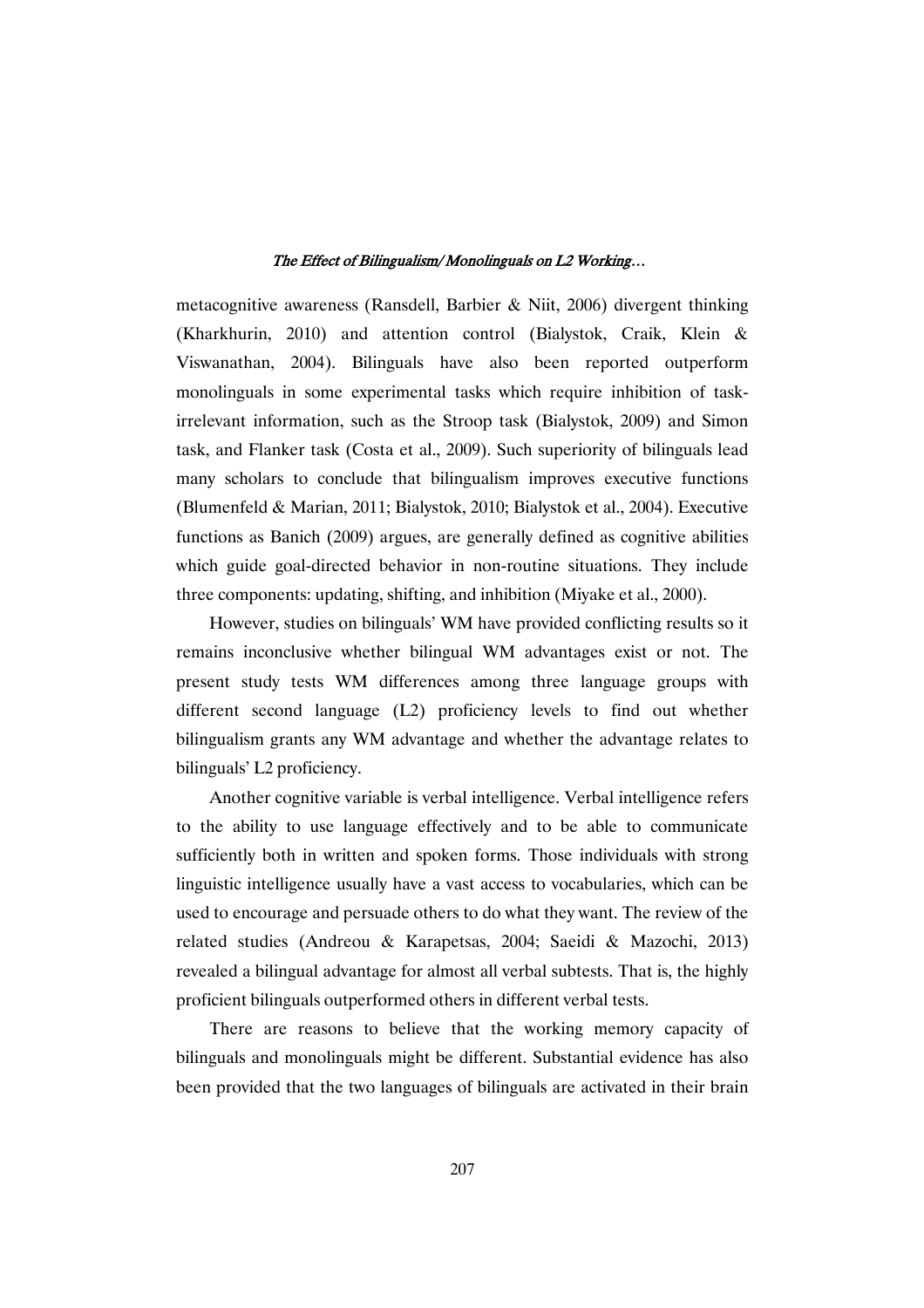metacognitive awareness (Ransdell, Barbier & Niit, 2006) divergent thinking (Kharkhurin, 2010) and attention control (Bialystok, Craik, Klein & Viswanathan, 2004). Bilinguals have also been reported outperform monolinguals in some experimental tasks which require inhibition of task-irrelevant information, such as the Stroop task (Bialystok, 2009) and Simon task, and Flanker task (Costa et al., 2009). Such superiority of bilinguals lead many scholars to conclude that bilingualism improves executive functions (Blumenfeld & Marian, 2011; Bialystok, 2010; Bialystok et al., 2004). Executive functions as Banich (2009) argues, are generally defined as cognitive abilities which guide goal-directed behavior in non-routine situations. They include three components: updating, shifting, and inhibition (Miyake et al., 2000).

However, studies on bilinguals' WM have provided conflicting results so it remains inconclusive whether bilingual WM advantages exist or not. The present study tests WM differences among three language groups with different second language (L2) proficiency levels to find out whether bilingualism grants any WM advantage and whether the advantage relates to bilinguals' L2 proficiency.

Another cognitive variable is verbal intelligence. Verbal intelligence refers to the ability to use language effectively and to be able to communicate sufficiently both in written and spoken forms. Those individuals with strong linguistic intelligence usually have a vast access to vocabularies, which can be used to encourage and persuade others to do what they want. The review of the related studies (Andreou & Karapetsas, 2004; Saeidi & Mazochi, 2013) revealed a bilingual advantage for almost all verbal subtests. That is, the highly proficient bilinguals outperformed others in different verbal tests.

There are reasons to believe that the working memory capacity of bilinguals and monolinguals might be different. Substantial evidence has also been provided that the two languages of bilinguals are activated in their brain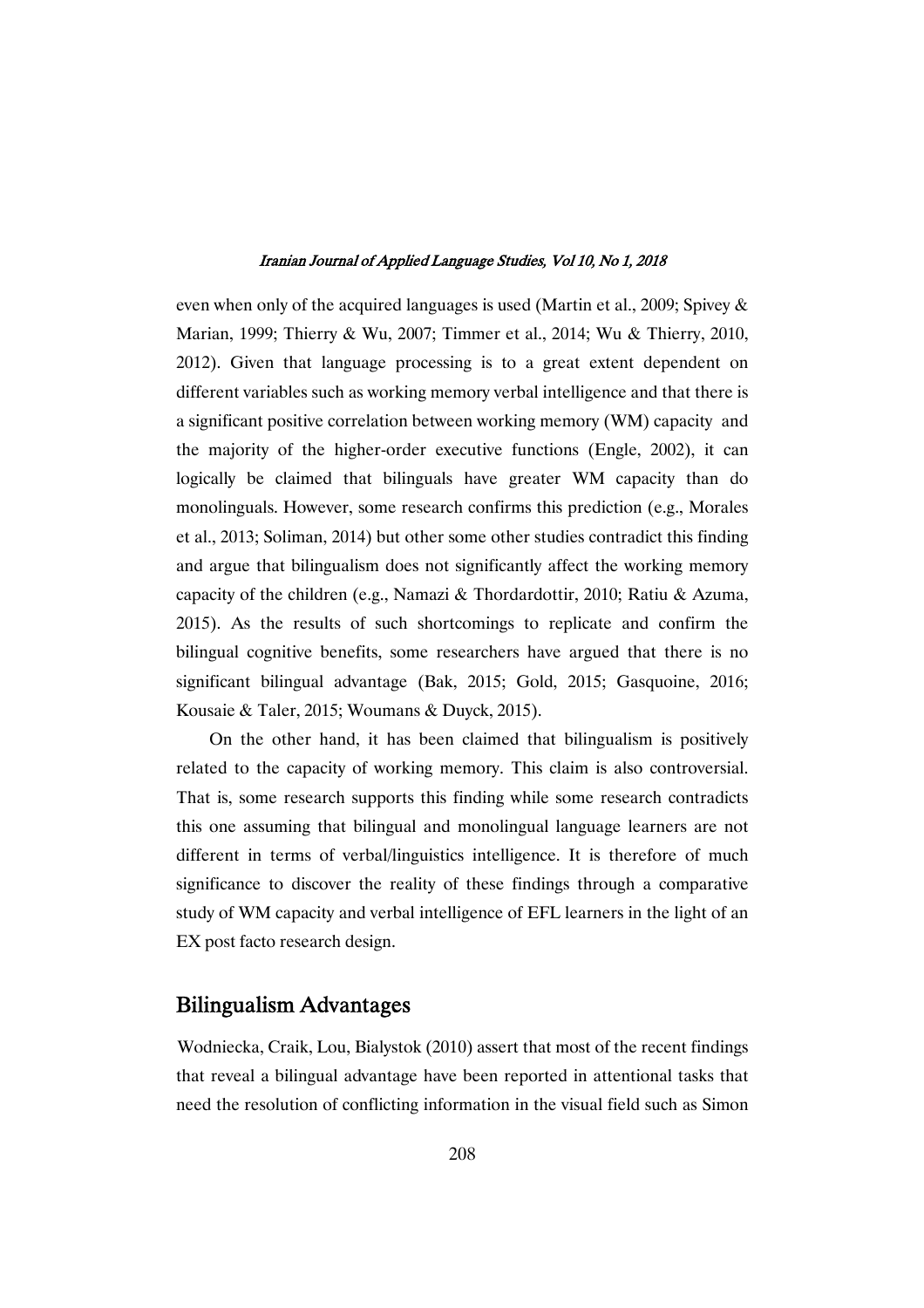even when only of the acquired languages is used (Martin et al., 2009; Spivey & Marian, 1999; Thierry & Wu, 2007; Timmer et al., 2014; Wu & Thierry, 2010, 2012). Given that language processing is to a great extent dependent on different variables such as working memory verbal intelligence and that there is a significant positive correlation between working memory (WM) capacity and the majority of the higher-order executive functions (Engle, 2002), it can logically be claimed that bilinguals have greater WM capacity than do monolinguals. However, some research confirms this prediction (e.g., Morales et al., 2013; Soliman, 2014) but other some other studies contradict this finding and argue that bilingualism does not significantly affect the working memory capacity of the children (e.g., Namazi & Thordardottir, 2010; Ratiu & Azuma, 2015). As the results of such shortcomings to replicate and confirm the bilingual cognitive benefits, some researchers have argued that there is no significant bilingual advantage (Bak, 2015; Gold, 2015; Gasquoine, 2016; Kousaie & Taler, 2015; Woumans & Duyck, 2015).

On the other hand, it has been claimed that bilingualism is positively related to the capacity of working memory. This claim is also controversial. That is, some research supports this finding while some research contradicts this one assuming that bilingual and monolingual language learners are not different in terms of verbal/linguistics intelligence. It is therefore of much significance to discover the reality of these findings through a comparative study of WM capacity and verbal intelligence of EFL learners in the light of an EX post facto research design.

## Bilingualism Advantages

Wodniecka, Craik, Lou, Bialystok (2010) assert that most of the recent findings that reveal a bilingual advantage have been reported in attentional tasks that need the resolution of conflicting information in the visual field such as Simon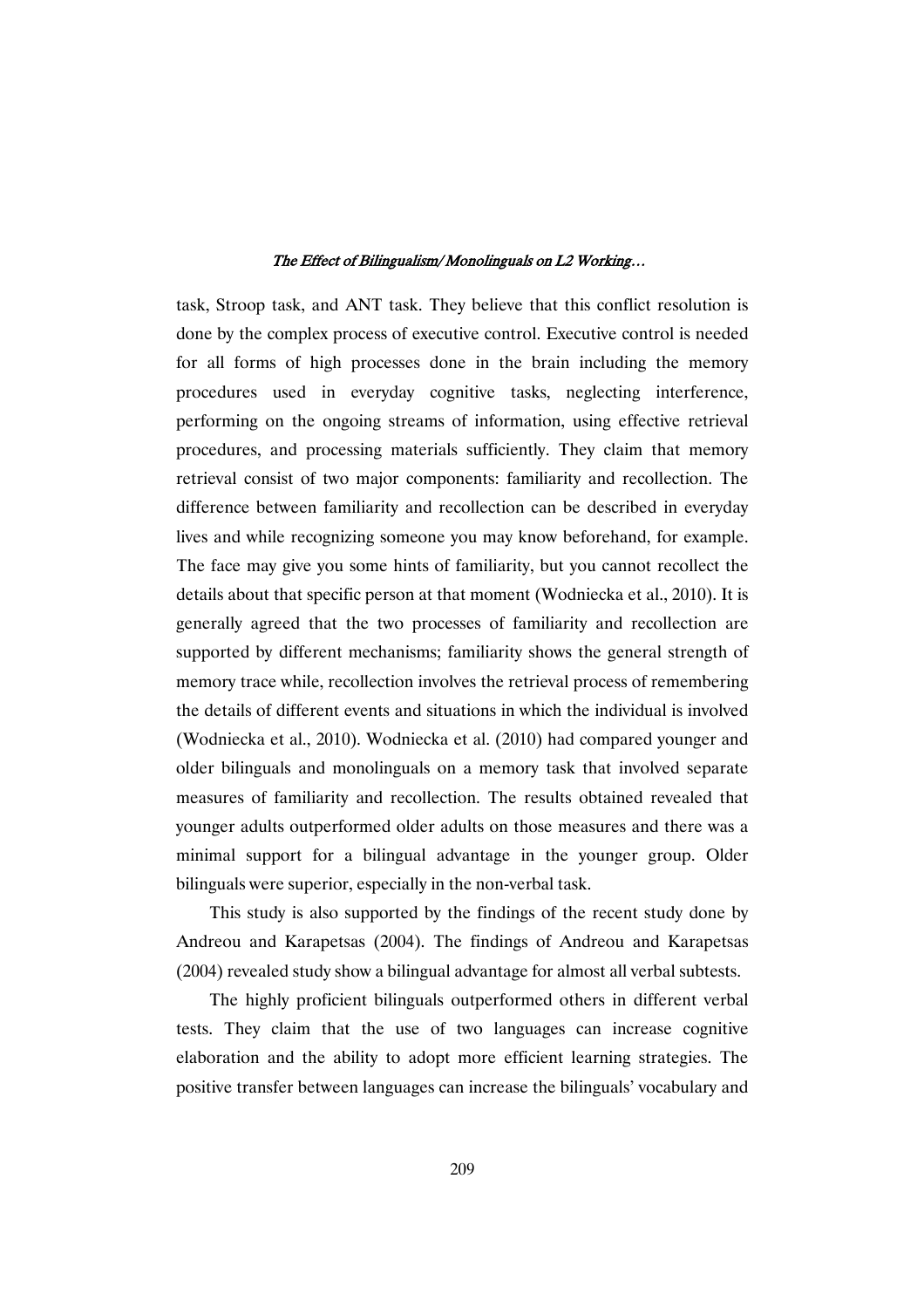task, Stroop task, and ANT task. They believe that this conflict resolution is done by the complex process of executive control. Executive control is needed for all forms of high processes done in the brain including the memory procedures used in everyday cognitive tasks, neglecting interference, performing on the ongoing streams of information, using effective retrieval procedures, and processing materials sufficiently. They claim that memory retrieval consist of two major components: familiarity and recollection. The difference between familiarity and recollection can be described in everyday lives and while recognizing someone you may know beforehand, for example. The face may give you some hints of familiarity, but you cannot recollect the details about that specific person at that moment (Wodniecka et al., 2010). It is generally agreed that the two processes of familiarity and recollection are supported by different mechanisms; familiarity shows the general strength of memory trace while, recollection involves the retrieval process of remembering the details of different events and situations in which the individual is involved (Wodniecka et al., 2010). Wodniecka et al. (2010) had compared younger and older bilinguals and monolinguals on a memory task that involved separate measures of familiarity and recollection. The results obtained revealed that younger adults outperformed older adults on those measures and there was a minimal support for a bilingual advantage in the younger group. Older bilinguals were superior, especially in the non-verbal task.

This study is also supported by the findings of the recent study done by Andreou and Karapetsas (2004). The findings of Andreou and Karapetsas (2004) revealed study show a bilingual advantage for almost all verbal subtests.

The highly proficient bilinguals outperformed others in different verbal tests. They claim that the use of two languages can increase cognitive elaboration and the ability to adopt more efficient learning strategies. The positive transfer between languages can increase the bilinguals' vocabulary and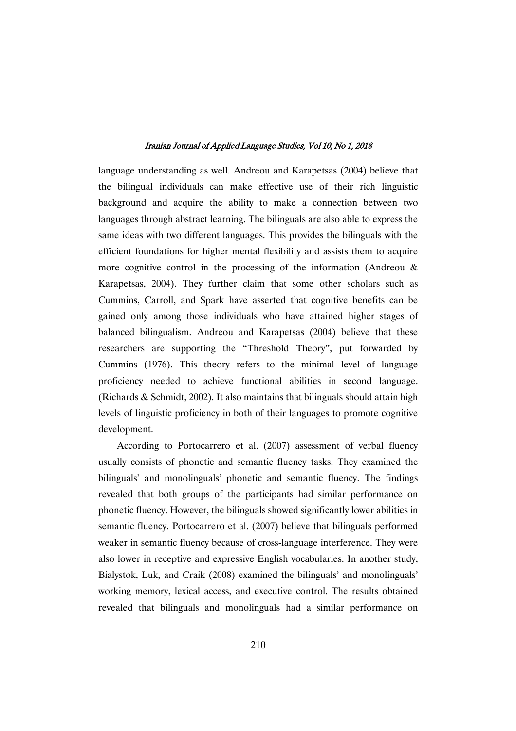language understanding as well. Andreou and Karapetsas (2004) believe that the bilingual individuals can make effective use of their rich linguistic background and acquire the ability to make a connection between two languages through abstract learning. The bilinguals are also able to express the same ideas with two different languages. This provides the bilinguals with the efficient foundations for higher mental flexibility and assists them to acquire more cognitive control in the processing of the information (Andreou & Karapetsas, 2004). They further claim that some other scholars such as Cummins, Carroll, and Spark have asserted that cognitive benefits can be gained only among those individuals who have attained higher stages of balanced bilingualism. Andreou and Karapetsas (2004) believe that these researchers are supporting the "Threshold Theory", put forwarded by Cummins (1976). This theory refers to the minimal level of language proficiency needed to achieve functional abilities in second language. (Richards & Schmidt, 2002). It also maintains that bilinguals should attain high levels of linguistic proficiency in both of their languages to promote cognitive development.

According to Portocarrero et al. (2007) assessment of verbal fluency usually consists of phonetic and semantic fluency tasks. They examined the bilinguals' and monolinguals' phonetic and semantic fluency. The findings revealed that both groups of the participants had similar performance on phonetic fluency. However, the bilinguals showed significantly lower abilities in semantic fluency. Portocarrero et al. (2007) believe that bilinguals performed weaker in semantic fluency because of cross-language interference. They were also lower in receptive and expressive English vocabularies. In another study, Bialystok, Luk, and Craik (2008) examined the bilinguals' and monolinguals' working memory, lexical access, and executive control. The results obtained revealed that bilinguals and monolinguals had a similar performance on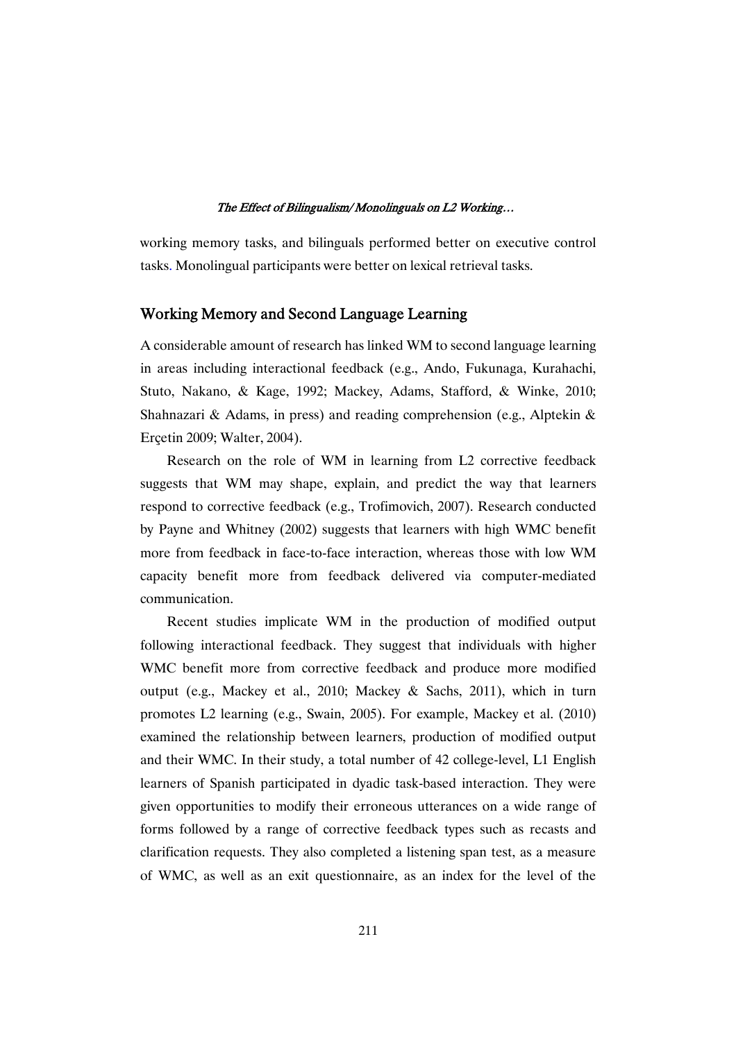working memory tasks, and bilinguals performed better on executive control tasks. Monolingual participants were better on lexical retrieval tasks.

## Working Memory and Second Language Learning

A considerable amount of research has linked WM to second language learning in areas including interactional feedback (e.g., Ando, Fukunaga, Kurahachi, Stuto, Nakano, & Kage, 1992; Mackey, Adams, Stafford, & Winke, 2010; Shahnazari & Adams, in press) and reading comprehension (e.g., Alptekin & Erçetin 2009; Walter, 2004).

Research on the role of WM in learning from L2 corrective feedback suggests that WM may shape, explain, and predict the way that learners respond to corrective feedback (e.g., Trofimovich, 2007). Research conducted by Payne and Whitney (2002) suggests that learners with high WMC benefit more from feedback in face-to-face interaction, whereas those with low WM capacity benefit more from feedback delivered via computer-mediated communication.

Recent studies implicate WM in the production of modified output following interactional feedback. They suggest that individuals with higher WMC benefit more from corrective feedback and produce more modified output (e.g., Mackey et al., 2010; Mackey & Sachs, 2011), which in turn promotes L2 learning (e.g., Swain, 2005). For example, Mackey et al. (2010) examined the relationship between learners, production of modified output and their WMC. In their study, a total number of 42 college-level, L1 English learners of Spanish participated in dyadic task-based interaction. They were given opportunities to modify their erroneous utterances on a wide range of forms followed by a range of corrective feedback types such as recasts and clarification requests. They also completed a listening span test, as a measure of WMC, as well as an exit questionnaire, as an index for the level of the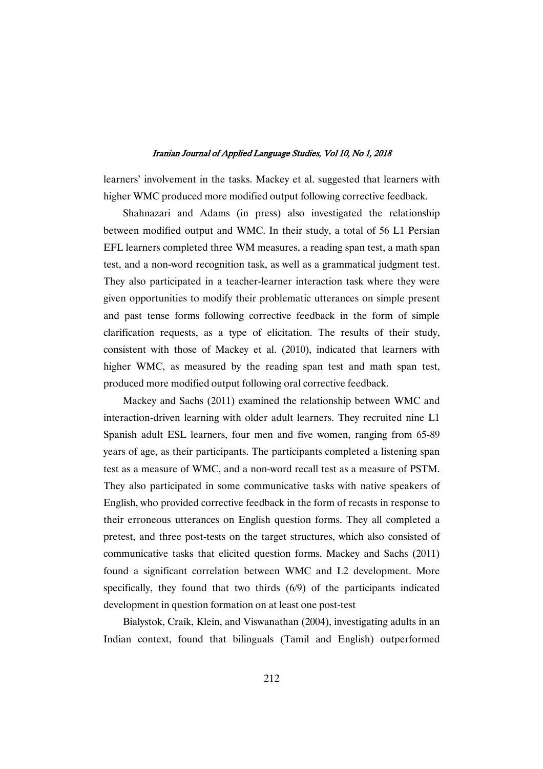learners' involvement in the tasks. Mackey et al. suggested that learners with higher WMC produced more modified output following corrective feedback.

Shahnazari and Adams (in press) also investigated the relationship between modified output and WMC. In their study, a total of 56 L1 Persian EFL learners completed three WM measures, a reading span test, a math span test, and a non-word recognition task, as well as a grammatical judgment test. They also participated in a teacher-learner interaction task where they were given opportunities to modify their problematic utterances on simple present and past tense forms following corrective feedback in the form of simple clarification requests, as a type of elicitation. The results of their study, consistent with those of Mackey et al. (2010), indicated that learners with higher WMC, as measured by the reading span test and math span test, produced more modified output following oral corrective feedback.

Mackey and Sachs (2011) examined the relationship between WMC and interaction-driven learning with older adult learners. They recruited nine L1 Spanish adult ESL learners, four men and five women, ranging from 65-89 years of age, as their participants. The participants completed a listening span test as a measure of WMC, and a non-word recall test as a measure of PSTM. They also participated in some communicative tasks with native speakers of English, who provided corrective feedback in the form of recasts in response to their erroneous utterances on English question forms. They all completed a pretest, and three post-tests on the target structures, which also consisted of communicative tasks that elicited question forms. Mackey and Sachs (2011) found a significant correlation between WMC and L2 development. More specifically, they found that two thirds (6/9) of the participants indicated development in question formation on at least one post-test

Bialystok, Craik, Klein, and Viswanathan (2004), investigating adults in an Indian context, found that bilinguals (Tamil and English) outperformed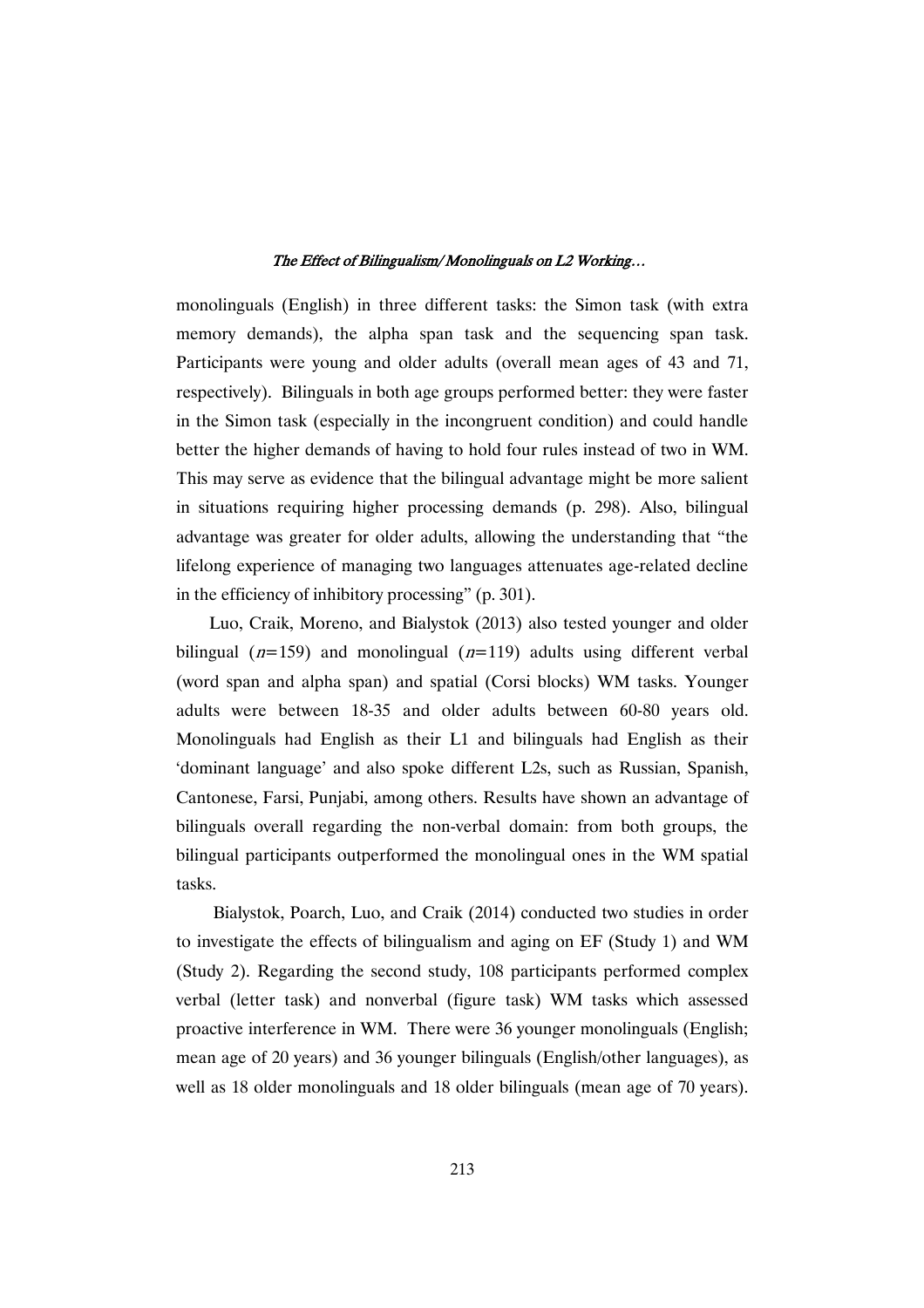monolinguals (English) in three different tasks: the Simon task (with extra memory demands), the alpha span task and the sequencing span task. Participants were young and older adults (overall mean ages of 43 and 71, respectively). Bilinguals in both age groups performed better: they were faster in the Simon task (especially in the incongruent condition) and could handle better the higher demands of having to hold four rules instead of two in WM. This may serve as evidence that the bilingual advantage might be more salient in situations requiring higher processing demands (p. 298). Also, bilingual advantage was greater for older adults, allowing the understanding that "the lifelong experience of managing two languages attenuates age-related decline in the efficiency of inhibitory processing" (p. 301).

Luo, Craik, Moreno, and Bialystok (2013) also tested younger and older bilingual (*n*=159) and monolingual (*n*=119) adults using different verbal (word span and alpha span) and spatial (Corsi blocks) WM tasks. Younger adults were between 18-35 and older adults between 60-80 years old. Monolinguals had English as their L1 and bilinguals had English as their 'dominant language' and also spoke different L2s, such as Russian, Spanish, Cantonese, Farsi, Punjabi, among others. Results have shown an advantage of bilinguals overall regarding the non-verbal domain: from both groups, the bilingual participants outperformed the monolingual ones in the WM spatial tasks.

Bialystok, Poarch, Luo, and Craik (2014) conducted two studies in order to investigate the effects of bilingualism and aging on EF (Study 1) and WM (Study 2). Regarding the second study, 108 participants performed complex verbal (letter task) and nonverbal (figure task) WM tasks which assessed proactive interference in WM. There were 36 younger monolinguals (English; mean age of 20 years) and 36 younger bilinguals (English/other languages), as well as 18 older monolinguals and 18 older bilinguals (mean age of 70 years).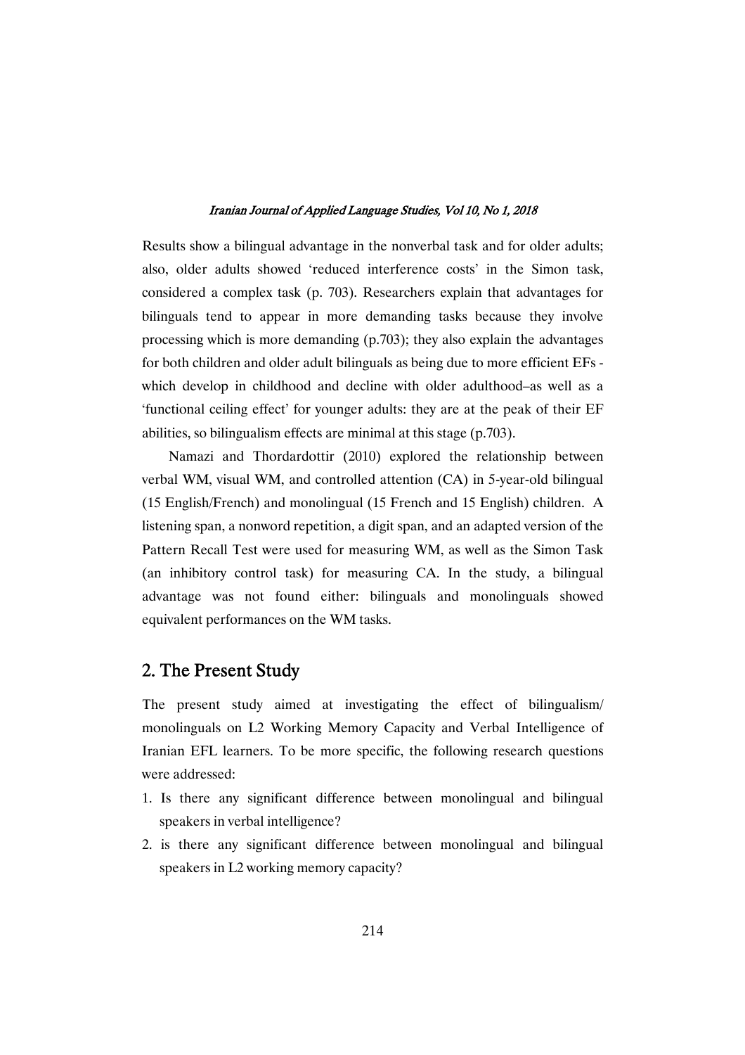Results show a bilingual advantage in the nonverbal task and for older adults; also, older adults showed 'reduced interference costs' in the Simon task, considered a complex task (p. 703). Researchers explain that advantages for bilinguals tend to appear in more demanding tasks because they involve processing which is more demanding (p.703); they also explain the advantages for both children and older adult bilinguals as being due to more efficient EFs - which develop in childhood and decline with older adulthood–as well as a 'functional ceiling effect' for younger adults: they are at the peak of their EF abilities, so bilingualism effects are minimal at this stage (p.703).

Namazi and Thordardottir (2010) explored the relationship between verbal WM, visual WM, and controlled attention (CA) in 5-year-old bilingual (15 English/French) and monolingual (15 French and 15 English) children. A listening span, a nonword repetition, a digit span, and an adapted version of the Pattern Recall Test were used for measuring WM, as well as the Simon Task (an inhibitory control task) for measuring CA. In the study, a bilingual advantage was not found either: bilinguals and monolinguals showed equivalent performances on the WM tasks.

## 2. The Present Study

The present study aimed at investigating the effect of bilingualism/ monolinguals on L2 Working Memory Capacity and Verbal Intelligence of Iranian EFL learners. To be more specific, the following research questions were addressed:

1. Is there any significant difference between monolingual and bilingual speakers in verbal intelligence?
2. is there any significant difference between monolingual and bilingual speakers in L2 working memory capacity?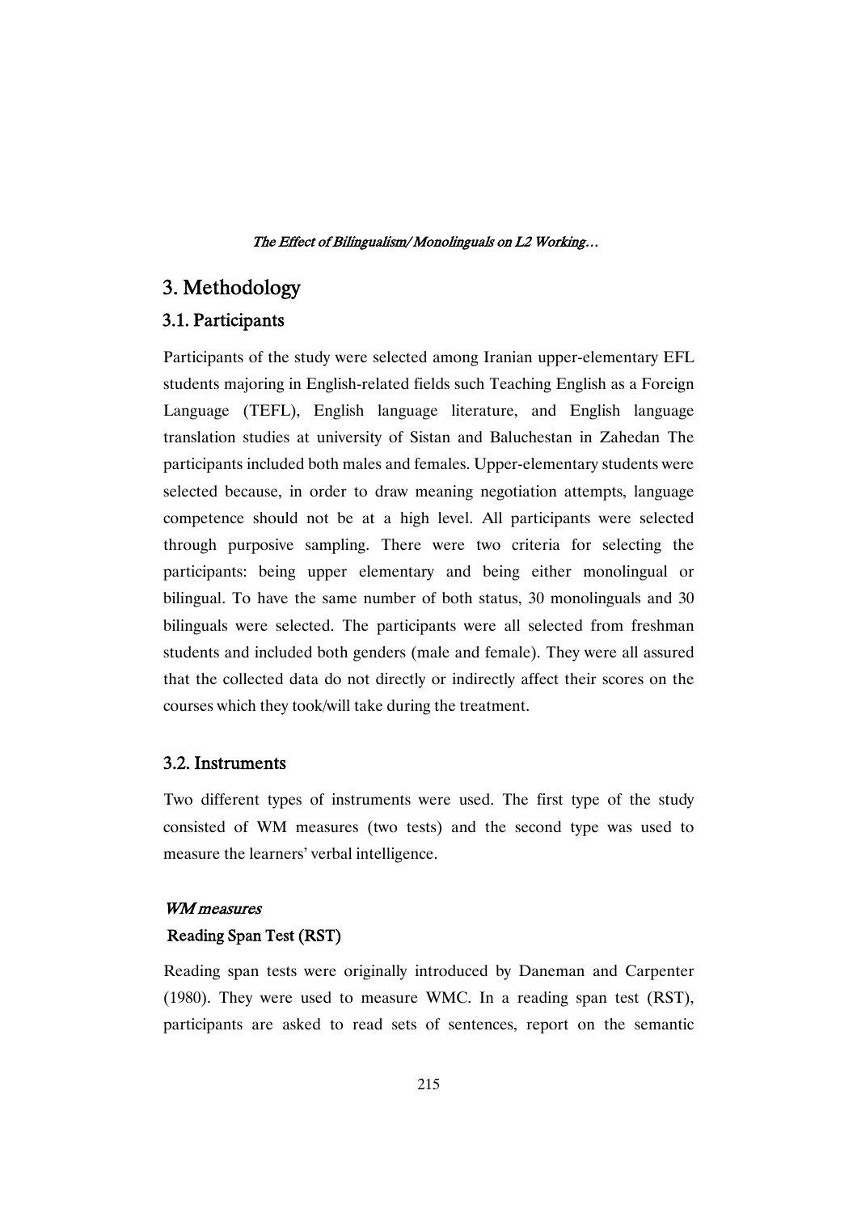## 3. Methodology

### 3.1. Participants

Participants of the study were selected among Iranian upper-elementary EFL students majoring in English-related fields such Teaching English as a Foreign Language (TEFL), English language literature, and English language translation studies at university of Sistan and Baluchestan in Zahedan The participants included both males and females. Upper-elementary students were selected because, in order to draw meaning negotiation attempts, language competence should not be at a high level. All participants were selected through purposive sampling. There were two criteria for selecting the participants: being upper elementary and being either monolingual or bilingual. To have the same number of both status, 30 monolinguals and 30 bilinguals were selected. The participants were all selected from freshman students and included both genders (male and female). They were all assured that the collected data do not directly or indirectly affect their scores on the courses which they took/will take during the treatment.

### 3.2. Instruments

Two different types of instruments were used. The first type of the study consisted of WM measures (two tests) and the second type was used to measure the learners' verbal intelligence.

*WM measures*

**Reading Span Test (RST)**

Reading span tests were originally introduced by Daneman and Carpenter (1980). They were used to measure WMC. In a reading span test (RST), participants are asked to read sets of sentences, report on the semantic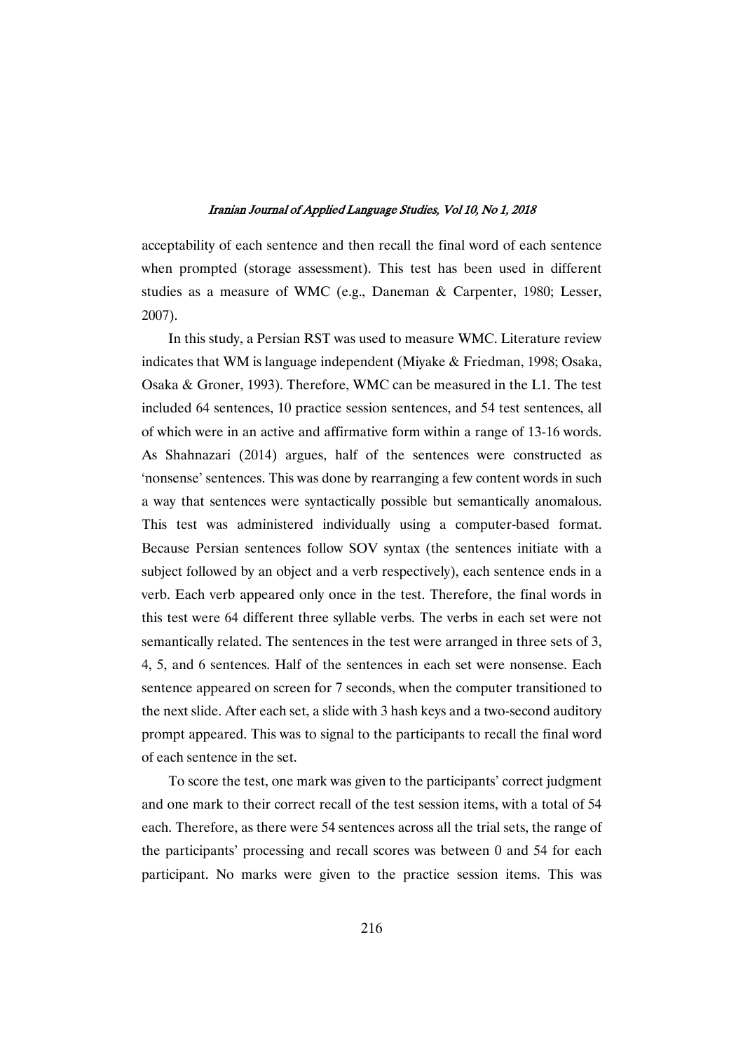acceptability of each sentence and then recall the final word of each sentence when prompted (storage assessment). This test has been used in different studies as a measure of WMC (e.g., Daneman & Carpenter, 1980; Lesser, 2007).

In this study, a Persian RST was used to measure WMC. Literature review indicates that WM is language independent (Miyake & Friedman, 1998; Osaka, Osaka & Groner, 1993). Therefore, WMC can be measured in the L1. The test included 64 sentences, 10 practice session sentences, and 54 test sentences, all of which were in an active and affirmative form within a range of 13-16 words. As Shahnazari (2014) argues, half of the sentences were constructed as 'nonsense' sentences. This was done by rearranging a few content words in such a way that sentences were syntactically possible but semantically anomalous. This test was administered individually using a computer-based format. Because Persian sentences follow SOV syntax (the sentences initiate with a subject followed by an object and a verb respectively), each sentence ends in a verb. Each verb appeared only once in the test. Therefore, the final words in this test were 64 different three syllable verbs. The verbs in each set were not semantically related. The sentences in the test were arranged in three sets of 3, 4, 5, and 6 sentences. Half of the sentences in each set were nonsense. Each sentence appeared on screen for 7 seconds, when the computer transitioned to the next slide. After each set, a slide with 3 hash keys and a two-second auditory prompt appeared. This was to signal to the participants to recall the final word of each sentence in the set.

To score the test, one mark was given to the participants' correct judgment and one mark to their correct recall of the test session items, with a total of 54 each. Therefore, as there were 54 sentences across all the trial sets, the range of the participants' processing and recall scores was between 0 and 54 for each participant. No marks were given to the practice session items. This was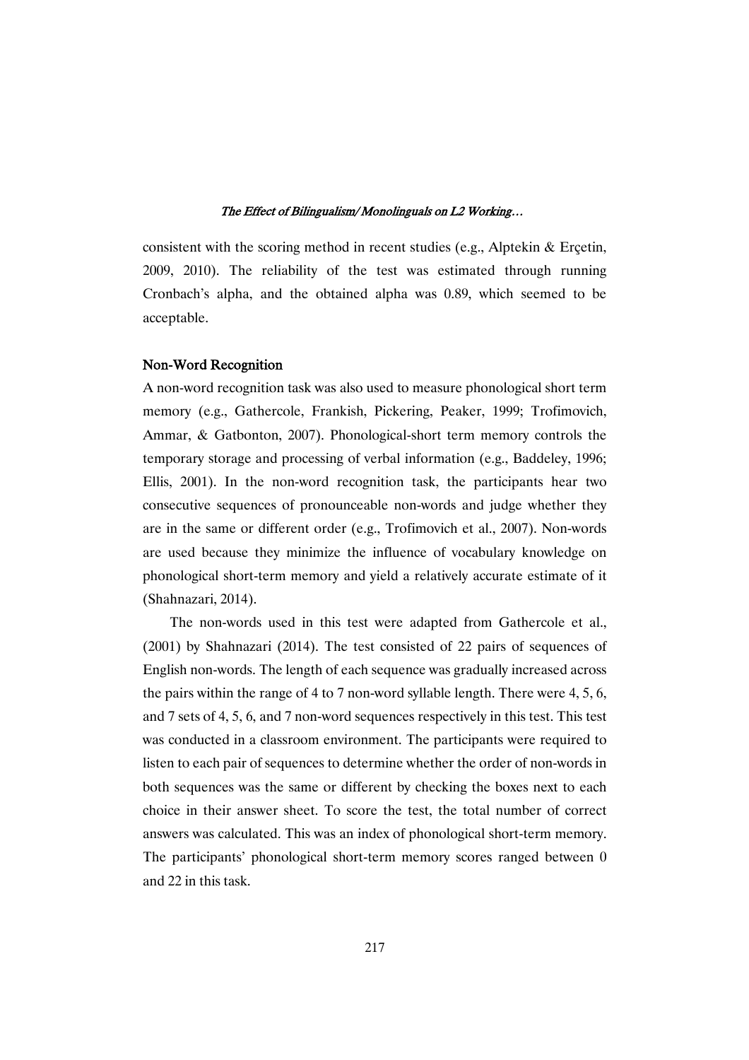consistent with the scoring method in recent studies (e.g., Alptekin & Erçetin, 2009, 2010). The reliability of the test was estimated through running Cronbach's alpha, and the obtained alpha was 0.89, which seemed to be acceptable.

### Non-Word Recognition

A non-word recognition task was also used to measure phonological short term memory (e.g., Gathercole, Frankish, Pickering, Peaker, 1999; Trofimovich, Ammar, & Gatbonton, 2007). Phonological-short term memory controls the temporary storage and processing of verbal information (e.g., Baddeley, 1996; Ellis, 2001). In the non-word recognition task, the participants hear two consecutive sequences of pronounceable non-words and judge whether they are in the same or different order (e.g., Trofimovich et al., 2007). Non-words are used because they minimize the influence of vocabulary knowledge on phonological short-term memory and yield a relatively accurate estimate of it (Shahnazari, 2014).

The non-words used in this test were adapted from Gathercole et al., (2001) by Shahnazari (2014). The test consisted of 22 pairs of sequences of English non-words. The length of each sequence was gradually increased across the pairs within the range of 4 to 7 non-word syllable length. There were 4, 5, 6, and 7 sets of 4, 5, 6, and 7 non-word sequences respectively in this test. This test was conducted in a classroom environment. The participants were required to listen to each pair of sequences to determine whether the order of non-words in both sequences was the same or different by checking the boxes next to each choice in their answer sheet. To score the test, the total number of correct answers was calculated. This was an index of phonological short-term memory. The participants' phonological short-term memory scores ranged between 0 and 22 in this task.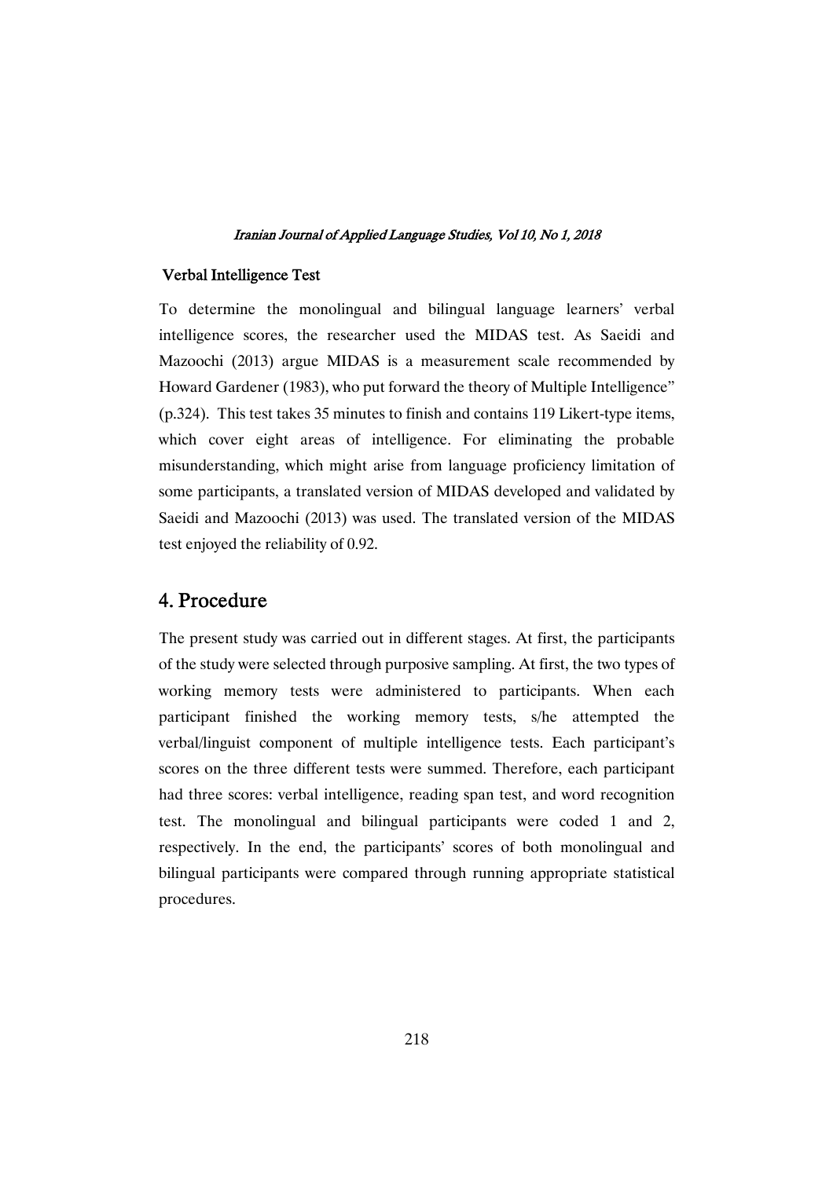### Verbal Intelligence Test

To determine the monolingual and bilingual language learners' verbal intelligence scores, the researcher used the MIDAS test. As Saeidi and Mazoochi (2013) argue MIDAS is a measurement scale recommended by Howard Gardener (1983), who put forward the theory of Multiple Intelligence" (p.324). This test takes 35 minutes to finish and contains 119 Likert-type items, which cover eight areas of intelligence. For eliminating the probable misunderstanding, which might arise from language proficiency limitation of some participants, a translated version of MIDAS developed and validated by Saeidi and Mazoochi (2013) was used. The translated version of the MIDAS test enjoyed the reliability of 0.92.

## 4. Procedure

The present study was carried out in different stages. At first, the participants of the study were selected through purposive sampling. At first, the two types of working memory tests were administered to participants. When each participant finished the working memory tests, s/he attempted the verbal/linguist component of multiple intelligence tests. Each participant's scores on the three different tests were summed. Therefore, each participant had three scores: verbal intelligence, reading span test, and word recognition test. The monolingual and bilingual participants were coded 1 and 2, respectively. In the end, the participants' scores of both monolingual and bilingual participants were compared through running appropriate statistical procedures.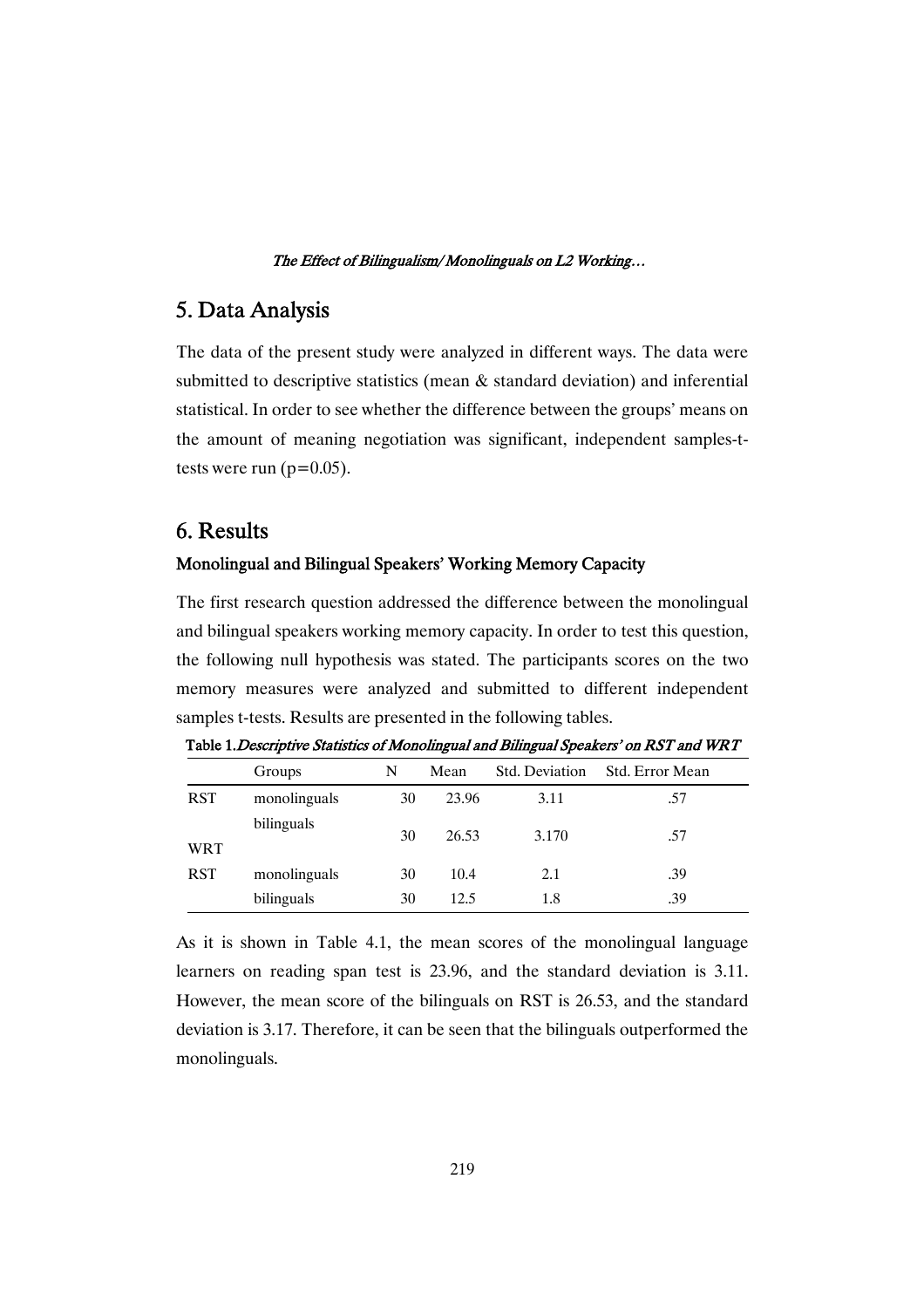## 5. Data Analysis

The data of the present study were analyzed in different ways. The data were submitted to descriptive statistics (mean & standard deviation) and inferential statistical. In order to see whether the difference between the groups' means on the amount of meaning negotiation was significant, independent samples-t-tests were run (p=0.05).

## 6. Results

### Monolingual and Bilingual Speakers' Working Memory Capacity

The first research question addressed the difference between the monolingual and bilingual speakers working memory capacity. In order to test this question, the following null hypothesis was stated. The participants scores on the two memory measures were analyzed and submitted to different independent samples t-tests. Results are presented in the following tables.

**Table 1.** *Descriptive Statistics of Monolingual and Bilingual Speakers' on RST and WRT*

| | Groups | N | Mean | Std. Deviation | Std. Error Mean |
|---|---|---|---|---|---|
| RST | monolinguals | 30 | 23.96 | 3.11 | .57 |
| WRT | bilinguals | 30 | 26.53 | 3.170 | .57 |
| RST | monolinguals | 30 | 10.4 | 2.1 | .39 |
| | bilinguals | 30 | 12.5 | 1.8 | .39 |

As it is shown in Table 4.1, the mean scores of the monolingual language learners on reading span test is 23.96, and the standard deviation is 3.11. However, the mean score of the bilinguals on RST is 26.53, and the standard deviation is 3.17. Therefore, it can be seen that the bilinguals outperformed the monolinguals.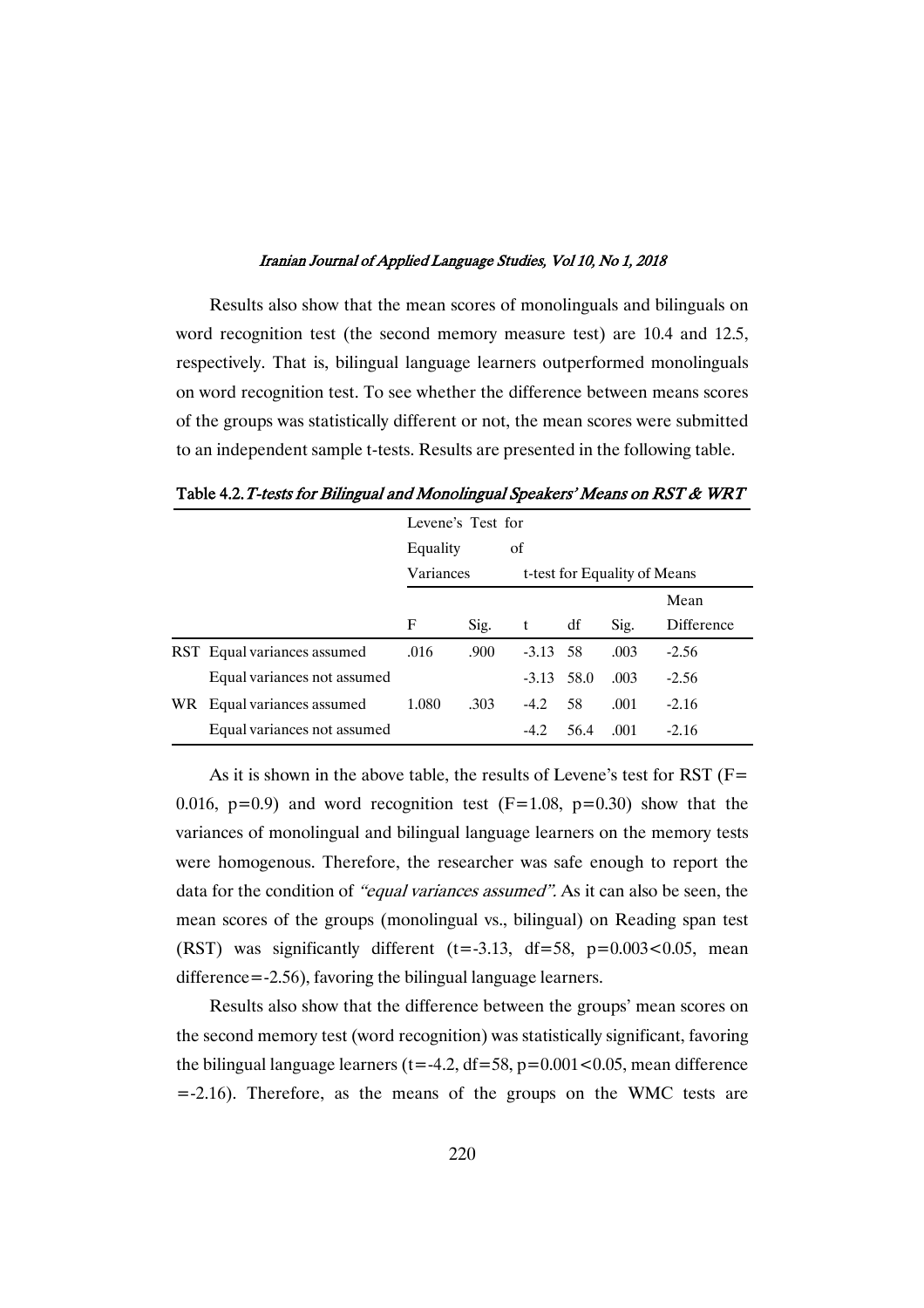Results also show that the mean scores of monolinguals and bilinguals on word recognition test (the second memory measure test) are 10.4 and 12.5, respectively. That is, bilingual language learners outperformed monolinguals on word recognition test. To see whether the difference between means scores of the groups was statistically different or not, the mean scores were submitted to an independent sample t-tests. Results are presented in the following table.

**Table 4.2.** *T-tests for Bilingual and Monolingual Speakers' Means on RST & WRT*

| | | Levene's Test for Equality of Variances | | t-test for Equality of Means | | | |
|---|---|---|---|---|---|---|---|
| | | F | Sig. | t | df | Sig. | Mean Difference |
| RST | Equal variances assumed | .016 | .900 | -3.13 | 58 | .003 | -2.56 |
| | Equal variances not assumed | | | -3.13 | 58.0 | .003 | -2.56 |
| WR | Equal variances assumed | 1.080 | .303 | -4.2 | 58 | .001 | -2.16 |
| | Equal variances not assumed | | | -4.2 | 56.4 | .001 | -2.16 |

As it is shown in the above table, the results of Levene's test for RST ($F= 0.016$, $p=0.9$) and word recognition test ($F=1.08$, $p=0.30$) show that the variances of monolingual and bilingual language learners on the memory tests were homogenous. Therefore, the researcher was safe enough to report the data for the condition of *"equal variances assumed"*. As it can also be seen, the mean scores of the groups (monolingual vs., bilingual) on Reading span test (RST) was significantly different ($t=-3.13$, $df=58$, $p=0.003<0.05$, mean difference$=-2.56$), favoring the bilingual language learners.

Results also show that the difference between the groups' mean scores on the second memory test (word recognition) was statistically significant, favoring the bilingual language learners ($t=-4.2$, $df=58$, $p=0.001<0.05$, mean difference $=-2.16$). Therefore, as the means of the groups on the WMC tests are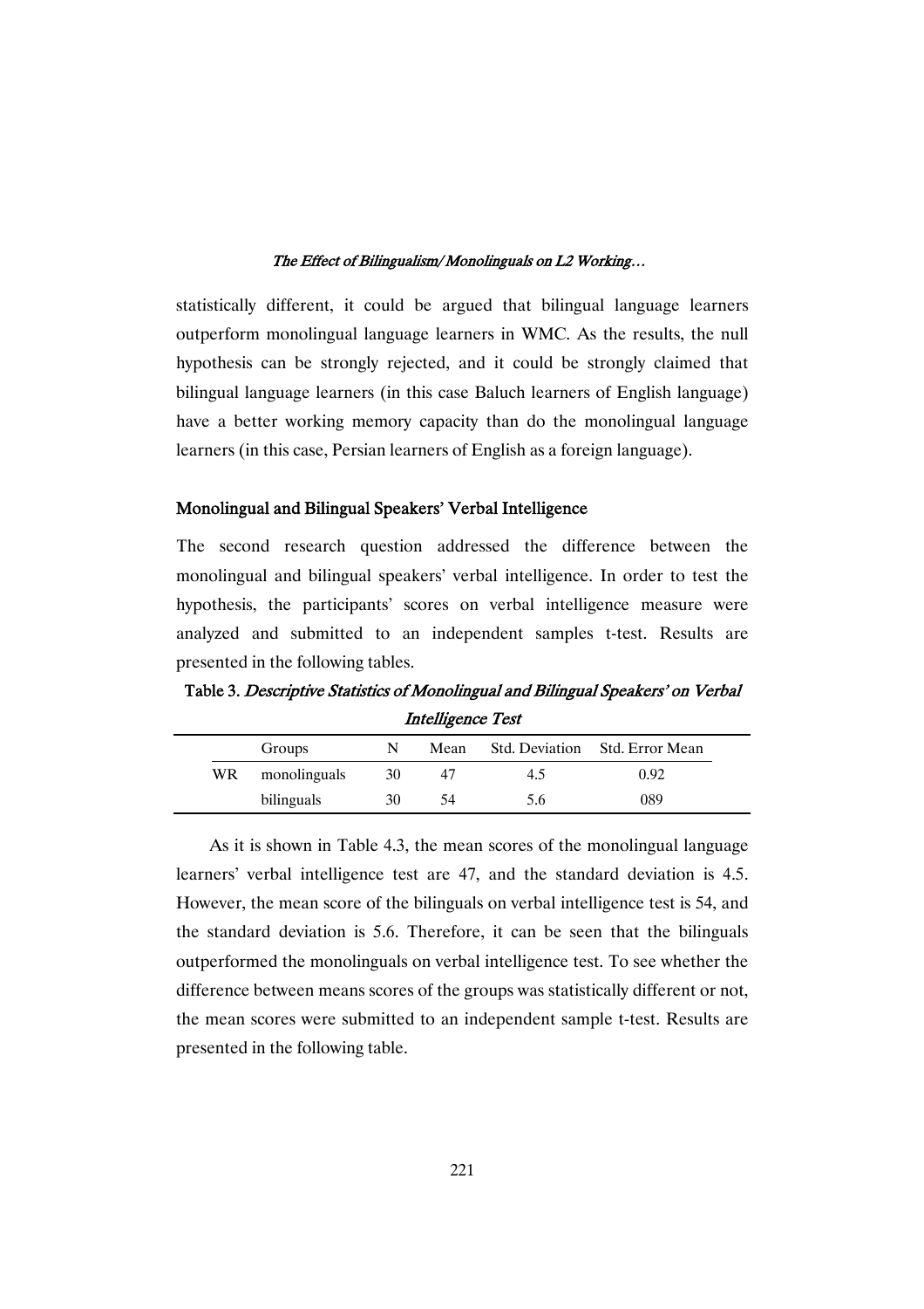statistically different, it could be argued that bilingual language learners outperform monolingual language learners in WMC. As the results, the null hypothesis can be strongly rejected, and it could be strongly claimed that bilingual language learners (in this case Baluch learners of English language) have a better working memory capacity than do the monolingual language learners (in this case, Persian learners of English as a foreign language).

### Monolingual and Bilingual Speakers' Verbal Intelligence

The second research question addressed the difference between the monolingual and bilingual speakers' verbal intelligence. In order to test the hypothesis, the participants' scores on verbal intelligence measure were analyzed and submitted to an independent samples t-test. Results are presented in the following tables.

**Table 3.** *Descriptive Statistics of Monolingual and Bilingual Speakers' on Verbal Intelligence Test*

| | Groups | N | Mean | Std. Deviation | Std. Error Mean |
|---|---|---|---|---|---|
| WR | monolinguals | 30 | 47 | 4.5 | 0.92 |
| | bilinguals | 30 | 54 | 5.6 | 089 |

As it is shown in Table 4.3, the mean scores of the monolingual language learners' verbal intelligence test are 47, and the standard deviation is 4.5. However, the mean score of the bilinguals on verbal intelligence test is 54, and the standard deviation is 5.6. Therefore, it can be seen that the bilinguals outperformed the monolinguals on verbal intelligence test. To see whether the difference between means scores of the groups was statistically different or not, the mean scores were submitted to an independent sample t-test. Results are presented in the following table.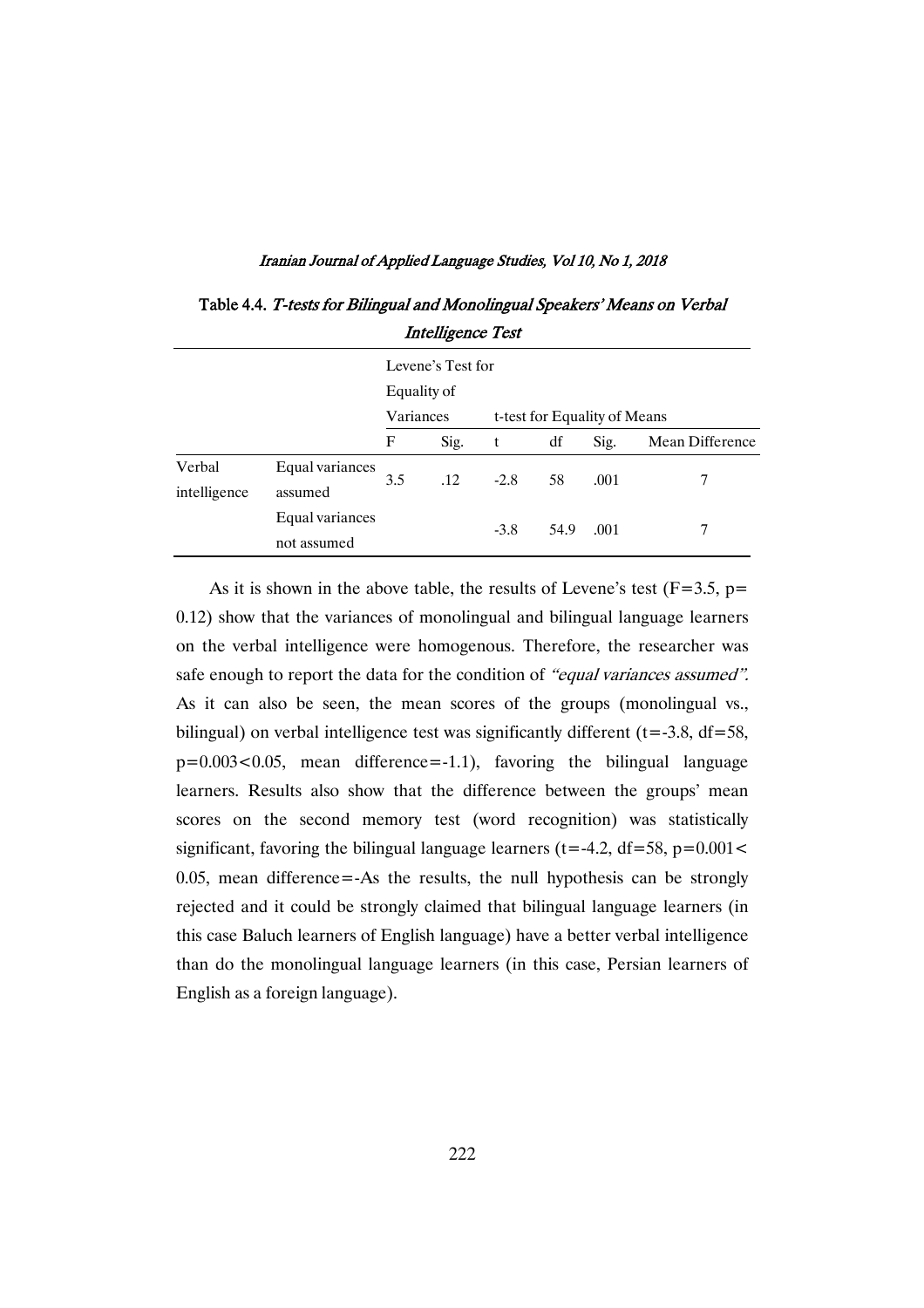Table 4.4. *T-tests for Bilingual and Monolingual Speakers' Means on Verbal Intelligence Test*

| | | Levene's Test for Equality of Variances | | t-test for Equality of Means | | | |
|---|---|---|---|---|---|---|---|
| | | F | Sig. | t | df | Sig. | Mean Difference |
| Verbal intelligence | Equal variances assumed | 3.5 | .12 | -2.8 | 58 | .001 | 7 |
| | Equal variances not assumed | | | -3.8 | 54.9 | .001 | 7 |

As it is shown in the above table, the results of Levene's test ($F=3.5$, $p=0.12$) show that the variances of monolingual and bilingual language learners on the verbal intelligence were homogenous. Therefore, the researcher was safe enough to report the data for the condition of *"equal variances assumed"*. As it can also be seen, the mean scores of the groups (monolingual vs., bilingual) on verbal intelligence test was significantly different ($t=-3.8$, $df=58$, $p=0.003<0.05$, mean difference=-1.1), favoring the bilingual language learners. Results also show that the difference between the groups' mean scores on the second memory test (word recognition) was statistically significant, favoring the bilingual language learners ($t=-4.2$, $df=58$, $p=0.001<0.05$, mean difference=-As the results, the null hypothesis can be strongly rejected and it could be strongly claimed that bilingual language learners (in this case Baluch learners of English language) have a better verbal intelligence than do the monolingual language learners (in this case, Persian learners of English as a foreign language).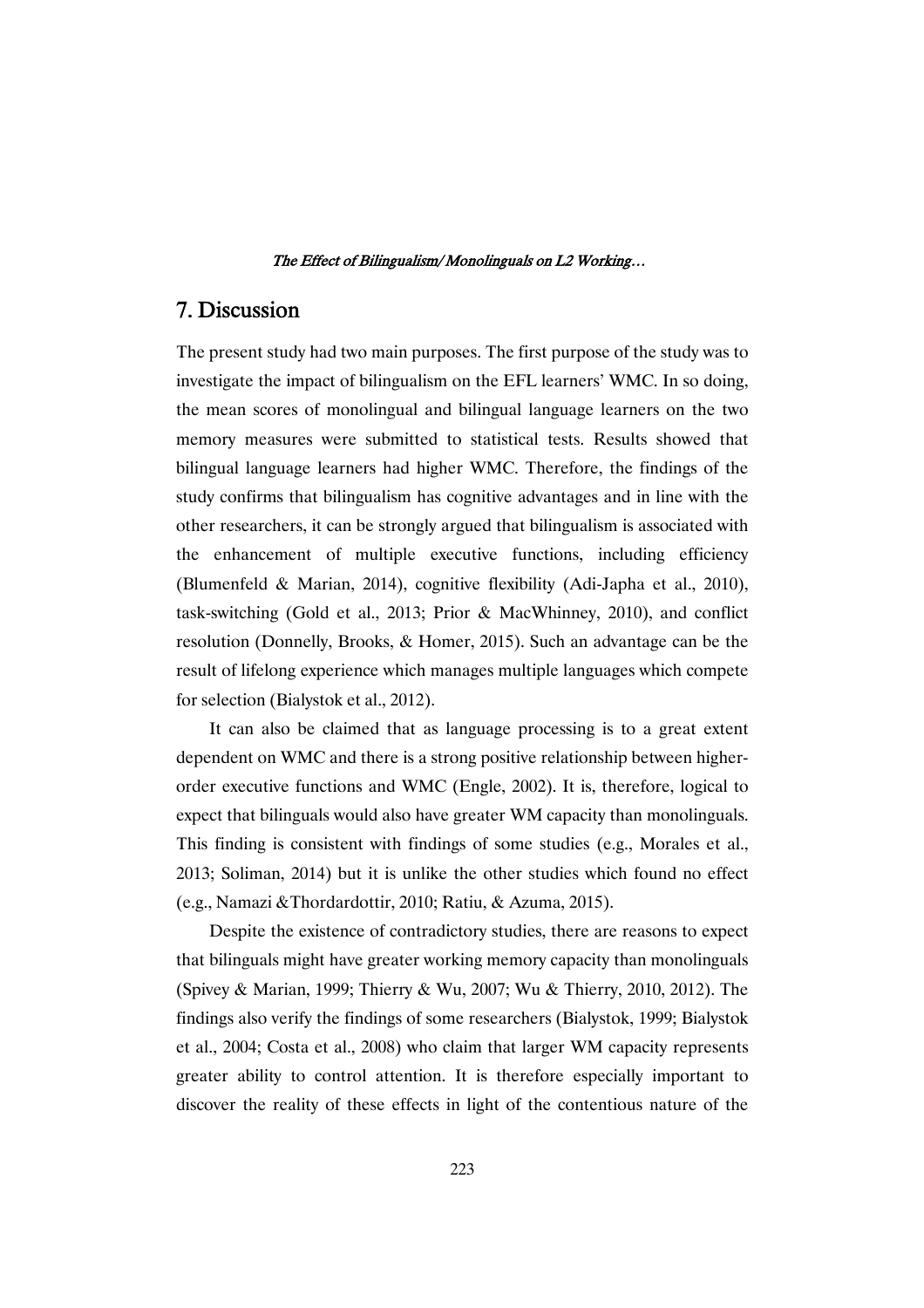## 7. Discussion

The present study had two main purposes. The first purpose of the study was to investigate the impact of bilingualism on the EFL learners' WMC. In so doing, the mean scores of monolingual and bilingual language learners on the two memory measures were submitted to statistical tests. Results showed that bilingual language learners had higher WMC. Therefore, the findings of the study confirms that bilingualism has cognitive advantages and in line with the other researchers, it can be strongly argued that bilingualism is associated with the enhancement of multiple executive functions, including efficiency (Blumenfeld & Marian, 2014), cognitive flexibility (Adi-Japha et al., 2010), task-switching (Gold et al., 2013; Prior & MacWhinney, 2010), and conflict resolution (Donnelly, Brooks, & Homer, 2015). Such an advantage can be the result of lifelong experience which manages multiple languages which compete for selection (Bialystok et al., 2012).

It can also be claimed that as language processing is to a great extent dependent on WMC and there is a strong positive relationship between higher-order executive functions and WMC (Engle, 2002). It is, therefore, logical to expect that bilinguals would also have greater WM capacity than monolinguals. This finding is consistent with findings of some studies (e.g., Morales et al., 2013; Soliman, 2014) but it is unlike the other studies which found no effect (e.g., Namazi &Thordardottir, 2010; Ratiu, & Azuma, 2015).

Despite the existence of contradictory studies, there are reasons to expect that bilinguals might have greater working memory capacity than monolinguals (Spivey & Marian, 1999; Thierry & Wu, 2007; Wu & Thierry, 2010, 2012). The findings also verify the findings of some researchers (Bialystok, 1999; Bialystok et al., 2004; Costa et al., 2008) who claim that larger WM capacity represents greater ability to control attention. It is therefore especially important to discover the reality of these effects in light of the contentious nature of the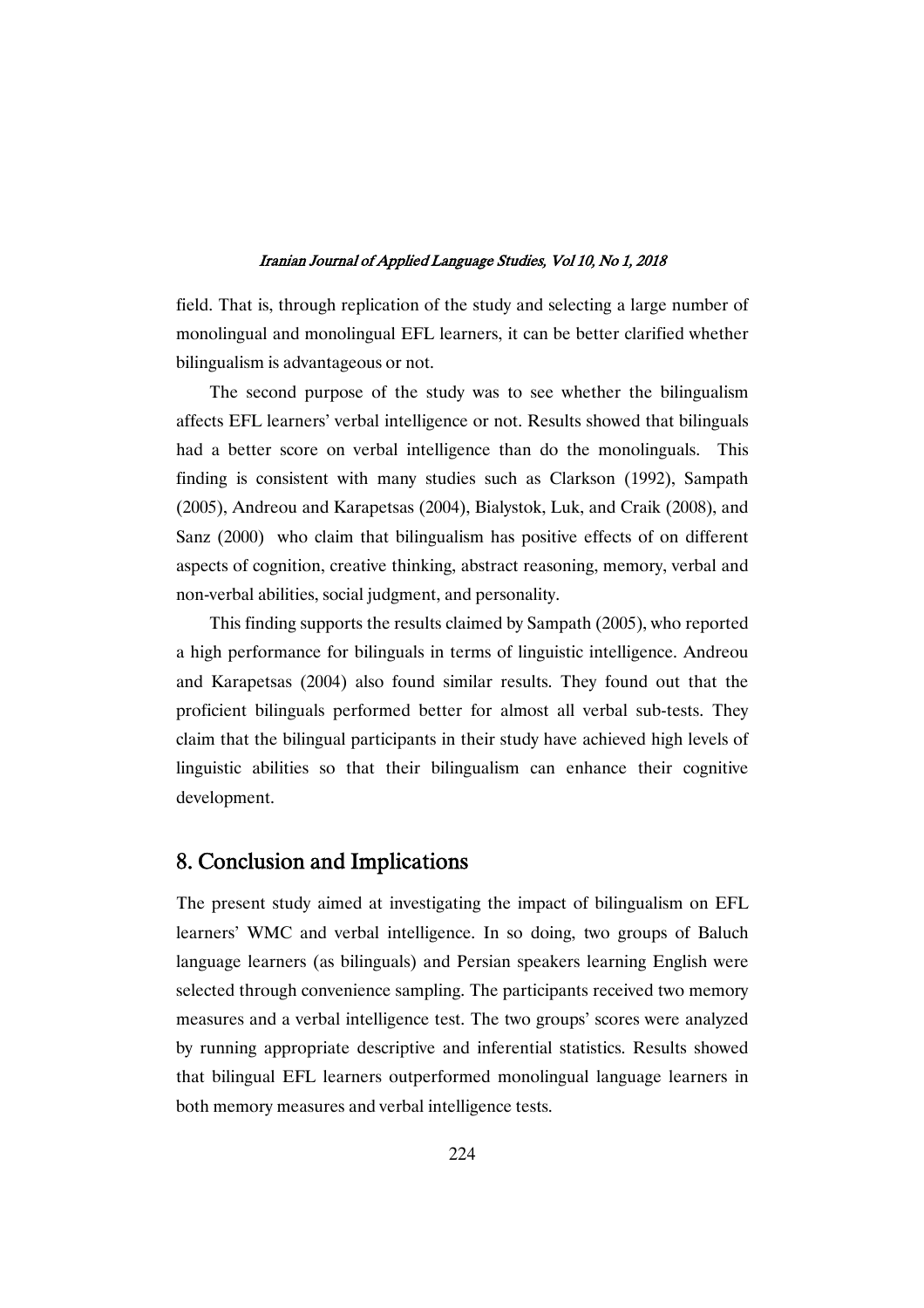field. That is, through replication of the study and selecting a large number of monolingual and monolingual EFL learners, it can be better clarified whether bilingualism is advantageous or not.

The second purpose of the study was to see whether the bilingualism affects EFL learners' verbal intelligence or not. Results showed that bilinguals had a better score on verbal intelligence than do the monolinguals. This finding is consistent with many studies such as Clarkson (1992), Sampath (2005), Andreou and Karapetsas (2004), Bialystok, Luk, and Craik (2008), and Sanz (2000) who claim that bilingualism has positive effects of on different aspects of cognition, creative thinking, abstract reasoning, memory, verbal and non-verbal abilities, social judgment, and personality.

This finding supports the results claimed by Sampath (2005), who reported a high performance for bilinguals in terms of linguistic intelligence. Andreou and Karapetsas (2004) also found similar results. They found out that the proficient bilinguals performed better for almost all verbal sub-tests. They claim that the bilingual participants in their study have achieved high levels of linguistic abilities so that their bilingualism can enhance their cognitive development.

## 8. Conclusion and Implications

The present study aimed at investigating the impact of bilingualism on EFL learners' WMC and verbal intelligence. In so doing, two groups of Baluch language learners (as bilinguals) and Persian speakers learning English were selected through convenience sampling. The participants received two memory measures and a verbal intelligence test. The two groups' scores were analyzed by running appropriate descriptive and inferential statistics. Results showed that bilingual EFL learners outperformed monolingual language learners in both memory measures and verbal intelligence tests.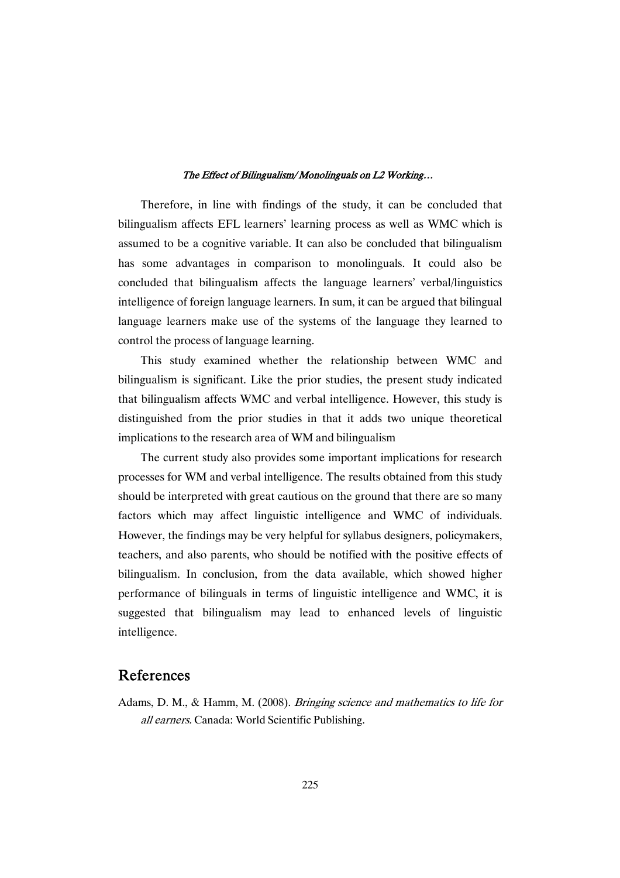Therefore, in line with findings of the study, it can be concluded that bilingualism affects EFL learners' learning process as well as WMC which is assumed to be a cognitive variable. It can also be concluded that bilingualism has some advantages in comparison to monolinguals. It could also be concluded that bilingualism affects the language learners' verbal/linguistics intelligence of foreign language learners. In sum, it can be argued that bilingual language learners make use of the systems of the language they learned to control the process of language learning.

This study examined whether the relationship between WMC and bilingualism is significant. Like the prior studies, the present study indicated that bilingualism affects WMC and verbal intelligence. However, this study is distinguished from the prior studies in that it adds two unique theoretical implications to the research area of WM and bilingualism

The current study also provides some important implications for research processes for WM and verbal intelligence. The results obtained from this study should be interpreted with great cautious on the ground that there are so many factors which may affect linguistic intelligence and WMC of individuals. However, the findings may be very helpful for syllabus designers, policymakers, teachers, and also parents, who should be notified with the positive effects of bilingualism. In conclusion, from the data available, which showed higher performance of bilinguals in terms of linguistic intelligence and WMC, it is suggested that bilingualism may lead to enhanced levels of linguistic intelligence.

## References

Adams, D. M., & Hamm, M. (2008). *Bringing science and mathematics to life for all earners*. Canada: World Scientific Publishing.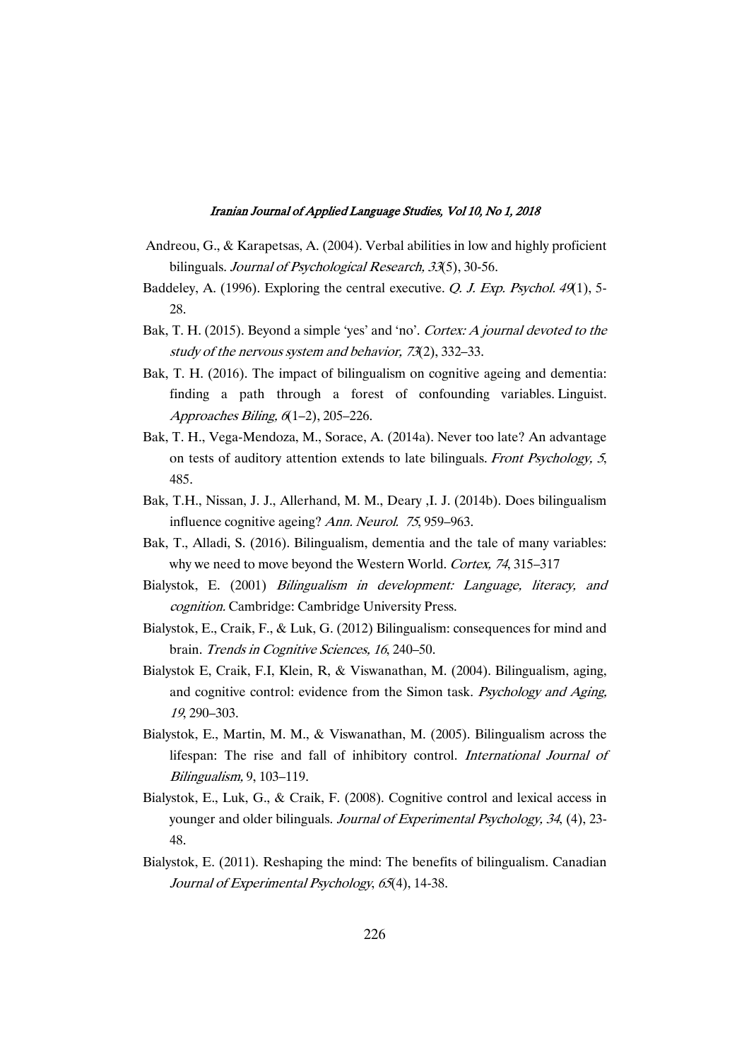Andreou, G., & Karapetsas, A. (2004). Verbal abilities in low and highly proficient bilinguals. *Journal of Psychological Research, 33*(5), 30-56.

Baddeley, A. (1996). Exploring the central executive. *Q. J. Exp. Psychol. 49*(1), 5-28.

Bak, T. H. (2015). Beyond a simple 'yes' and 'no'. *Cortex: A journal devoted to the study of the nervous system and behavior, 73*(2), 332–33.

Bak, T. H. (2016). The impact of bilingualism on cognitive ageing and dementia: finding a path through a forest of confounding variables. Linguist. *Approaches Biling, 6*(1–2), 205–226.

Bak, T. H., Vega-Mendoza, M., Sorace, A. (2014a). Never too late? An advantage on tests of auditory attention extends to late bilinguals. *Front Psychology, 5*, 485.

Bak, T.H., Nissan, J. J., Allerhand, M. M., Deary ,I. J. (2014b). Does bilingualism influence cognitive ageing? *Ann. Neurol. 75*, 959–963.

Bak, T., Alladi, S. (2016). Bilingualism, dementia and the tale of many variables: why we need to move beyond the Western World. *Cortex, 74*, 315–317

Bialystok, E. (2001) *Bilingualism in development: Language, literacy, and cognition.* Cambridge: Cambridge University Press.

Bialystok, E., Craik, F., & Luk, G. (2012) Bilingualism: consequences for mind and brain. *Trends in Cognitive Sciences, 16*, 240–50.

Bialystok E, Craik, F.I, Klein, R, & Viswanathan, M. (2004). Bilingualism, aging, and cognitive control: evidence from the Simon task. *Psychology and Aging, 19*, 290–303.

Bialystok, E., Martin, M. M., & Viswanathan, M. (2005). Bilingualism across the lifespan: The rise and fall of inhibitory control. *International Journal of Bilingualism,* 9, 103–119.

Bialystok, E., Luk, G., & Craik, F. (2008). Cognitive control and lexical access in younger and older bilinguals. *Journal of Experimental Psychology, 34*, (4), 23-48.

Bialystok, E. (2011). Reshaping the mind: The benefits of bilingualism. Canadian *Journal of Experimental Psychology*, *65*(4), 14-38.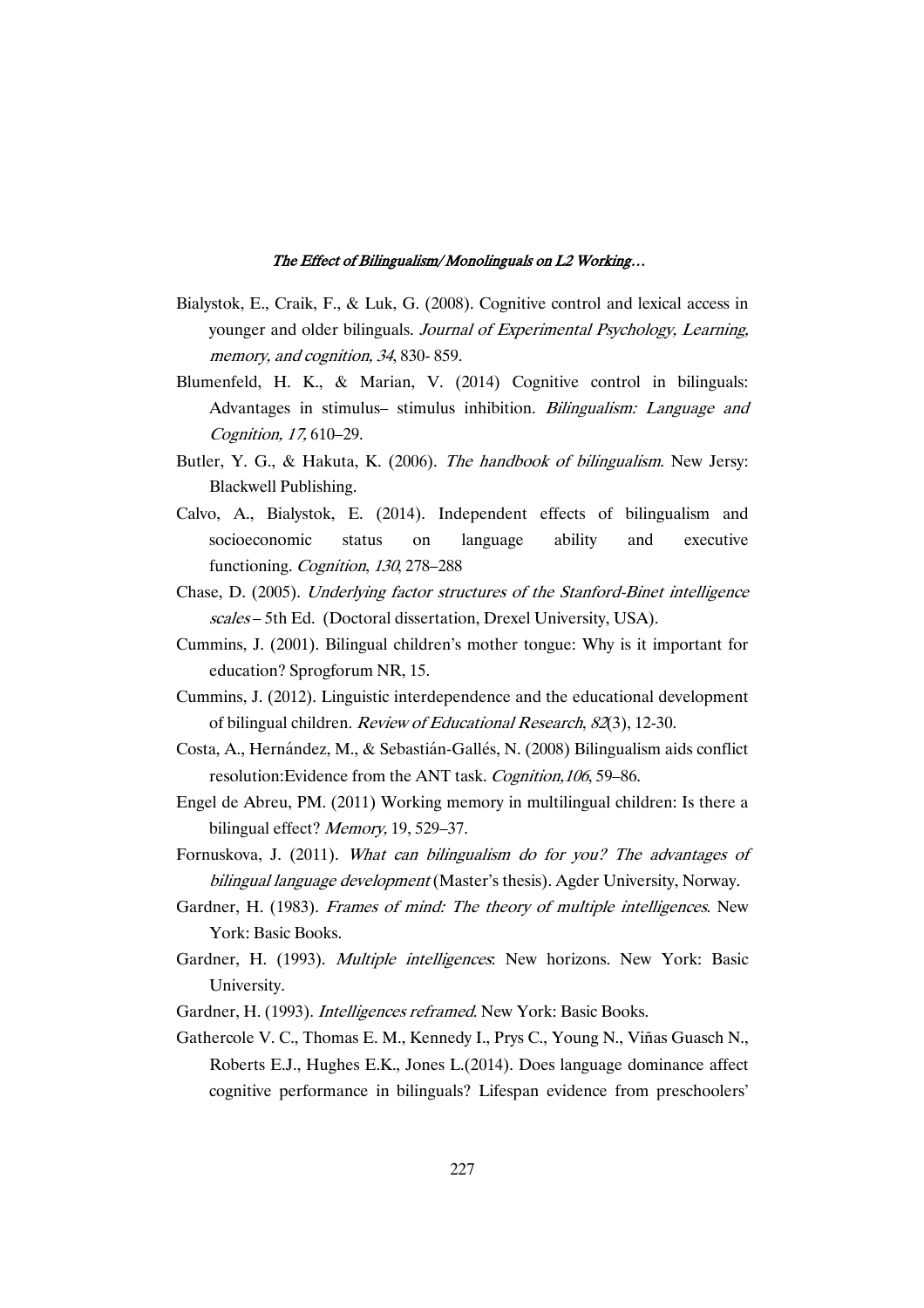Bialystok, E., Craik, F., & Luk, G. (2008). Cognitive control and lexical access in younger and older bilinguals. *Journal of Experimental Psychology, Learning, memory, and cognition, 34*, 830- 859.

Blumenfeld, H. K., & Marian, V. (2014) Cognitive control in bilinguals: Advantages in stimulus– stimulus inhibition. *Bilingualism: Language and Cognition, 17*, 610–29.

Butler, Y. G., & Hakuta, K. (2006). *The handbook of bilingualism*. New Jersy: Blackwell Publishing.

Calvo, A., Bialystok, E. (2014). Independent effects of bilingualism and socioeconomic status on language ability and executive functioning. *Cognition*, *130*, 278–288

Chase, D. (2005). *Underlying factor structures of the Stanford-Binet intelligence scales* – 5th Ed. (Doctoral dissertation, Drexel University, USA).

Cummins, J. (2001). Bilingual children's mother tongue: Why is it important for education? Sprogforum NR, 15.

Cummins, J. (2012). Linguistic interdependence and the educational development of bilingual children. *Review of Educational Research*, *82*(3), 12-30.

Costa, A., Hernández, M., & Sebastián-Gallés, N. (2008) Bilingualism aids conflict resolution:Evidence from the ANT task. *Cognition,106*, 59–86.

Engel de Abreu, PM. (2011) Working memory in multilingual children: Is there a bilingual effect? *Memory,* 19, 529–37.

Fornuskova, J. (2011). *What can bilingualism do for you? The advantages of bilingual language development* (Master's thesis). Agder University, Norway.

Gardner, H. (1983). *Frames of mind: The theory of multiple intelligences*. New York: Basic Books.

Gardner, H. (1993). *Multiple intelligences*: New horizons. New York: Basic University.

Gardner, H. (1993). *Intelligences reframed*. New York: Basic Books.

Gathercole V. C., Thomas E. M., Kennedy I., Prys C., Young N., Viñas Guasch N., Roberts E.J., Hughes E.K., Jones L.(2014). Does language dominance affect cognitive performance in bilinguals? Lifespan evidence from preschoolers'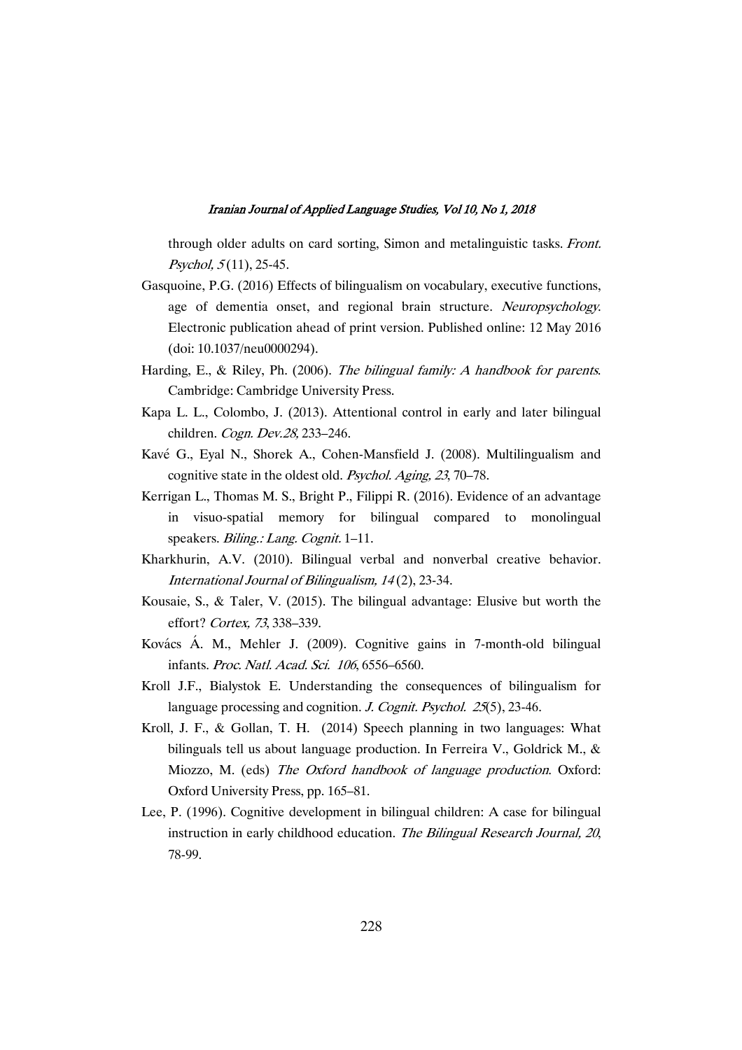through older adults on card sorting, Simon and metalinguistic tasks. *Front. Psychol, 5* (11), 25-45.

Gasquoine, P.G. (2016) Effects of bilingualism on vocabulary, executive functions, age of dementia onset, and regional brain structure. *Neuropsychology.* Electronic publication ahead of print version. Published online: 12 May 2016 (doi: 10.1037/neu0000294).

Harding, E., & Riley, Ph. (2006). *The bilingual family: A handbook for parents.* Cambridge: Cambridge University Press.

Kapa L. L., Colombo, J. (2013). Attentional control in early and later bilingual children. *Cogn. Dev.28,* 233–246.

Kavé G., Eyal N., Shorek A., Cohen-Mansfield J. (2008). Multilingualism and cognitive state in the oldest old. *Psychol. Aging, 23,* 70–78.

Kerrigan L., Thomas M. S., Bright P., Filippi R. (2016). Evidence of an advantage in visuo-spatial memory for bilingual compared to monolingual speakers. *Biling.: Lang. Cognit.* 1–11.

Kharkhurin, A.V. (2010). Bilingual verbal and nonverbal creative behavior. *International Journal of Bilingualism, 14* (2), 23-34.

Kousaie, S., & Taler, V. (2015). The bilingual advantage: Elusive but worth the effort? *Cortex, 73,* 338–339.

Kovács Á. M., Mehler J. (2009). Cognitive gains in 7-month-old bilingual infants. *Proc. Natl. Acad. Sci. 106,* 6556–6560.

Kroll J.F., Bialystok E. Understanding the consequences of bilingualism for language processing and cognition. *J. Cognit. Psychol. 25*(5), 23-46.

Kroll, J. F., & Gollan, T. H. (2014) Speech planning in two languages: What bilinguals tell us about language production. In Ferreira V., Goldrick M., & Miozzo, M. (eds) *The Oxford handbook of language production.* Oxford: Oxford University Press, pp. 165–81.

Lee, P. (1996). Cognitive development in bilingual children: A case for bilingual instruction in early childhood education. *The Bilingual Research Journal, 20,* 78-99.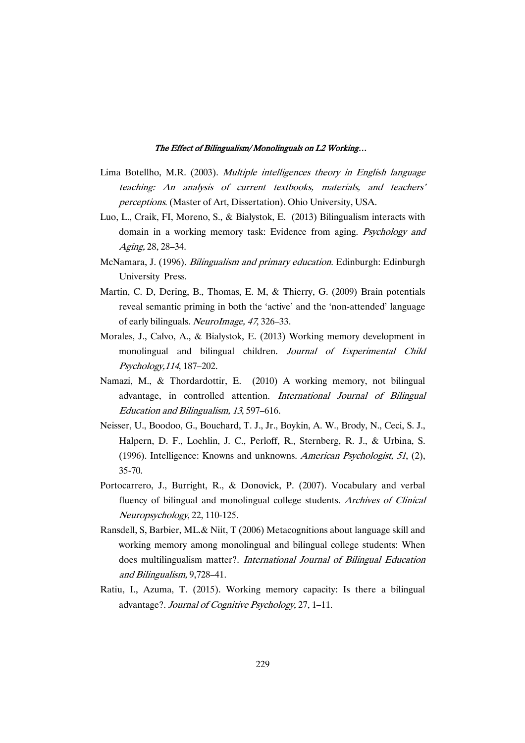Lima Botellho, M.R. (2003). *Multiple intelligences theory in English language teaching: An analysis of current textbooks, materials, and teachers' perceptions*. (Master of Art, Dissertation). Ohio University, USA.

Luo, L., Craik, FI, Moreno, S., & Bialystok, E. (2013) Bilingualism interacts with domain in a working memory task: Evidence from aging. *Psychology and Aging,* 28, 28–34.

McNamara, J. (1996). *Bilingualism and primary education*. Edinburgh: Edinburgh University Press.

Martin, C. D, Dering, B., Thomas, E. M, & Thierry, G. (2009) Brain potentials reveal semantic priming in both the 'active' and the 'non-attended' language of early bilinguals. *NeuroImage, 47*, 326–33.

Morales, J., Calvo, A., & Bialystok, E. (2013) Working memory development in monolingual and bilingual children. *Journal of Experimental Child Psychology,114*, 187–202.

Namazi, M., & Thordardottir, E. (2010) A working memory, not bilingual advantage, in controlled attention. *International Journal of Bilingual Education and Bilingualism, 13*, 597–616.

Neisser, U., Boodoo, G., Bouchard, T. J., Jr., Boykin, A. W., Brody, N., Ceci, S. J., Halpern, D. F., Loehlin, J. C., Perloff, R., Sternberg, R. J., & Urbina, S. (1996). Intelligence: Knowns and unknowns. *American Psychologist, 51*, (2), 35-70.

Portocarrero, J., Burright, R., & Donovick, P. (2007). Vocabulary and verbal fluency of bilingual and monolingual college students. *Archives of Clinical Neuropsychology*, 22, 110-125.

Ransdell, S, Barbier, ML.& Niit, T (2006) Metacognitions about language skill and working memory among monolingual and bilingual college students: When does multilingualism matter?. *International Journal of Bilingual Education and Bilingualism,* 9,728–41.

Ratiu, I., Azuma, T. (2015). Working memory capacity: Is there a bilingual advantage?. *Journal of Cognitive Psychology,* 27, 1–11.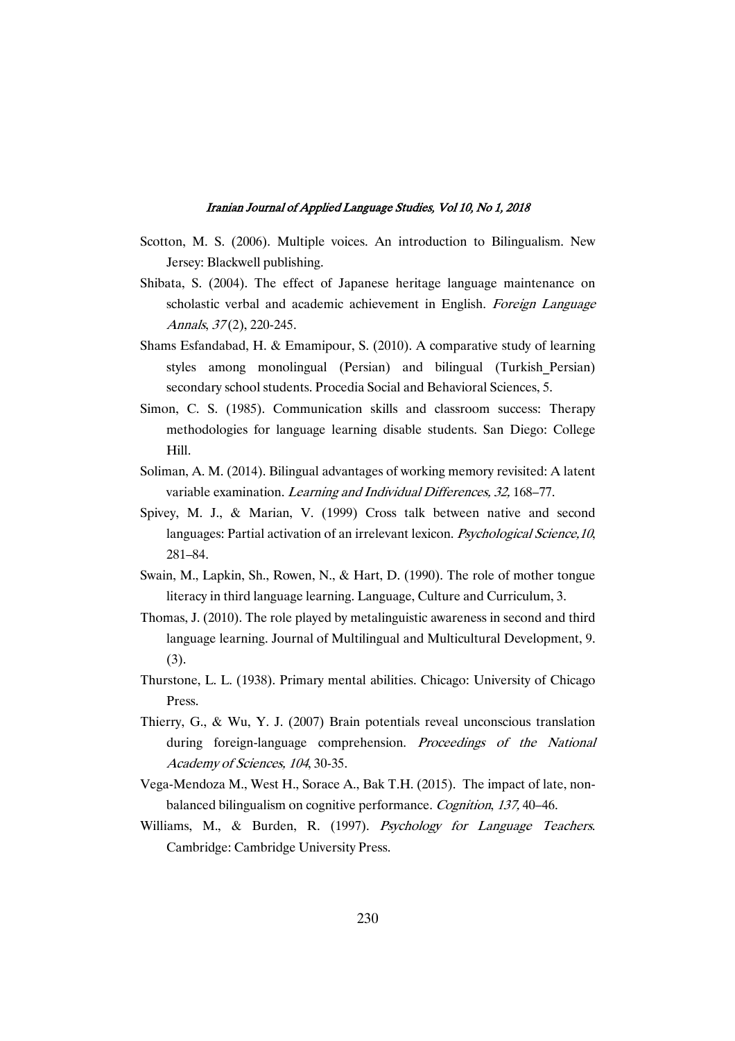Scotton, M. S. (2006). Multiple voices. An introduction to Bilingualism. New Jersey: Blackwell publishing.

Shibata, S. (2004). The effect of Japanese heritage language maintenance on scholastic verbal and academic achievement in English. *Foreign Language Annals*, *37* (2), 220-245.

Shams Esfandabad, H. & Emamipour, S. (2010). A comparative study of learning styles among monolingual (Persian) and bilingual (Turkish_Persian) secondary school students. Procedia Social and Behavioral Sciences, 5.

Simon, C. S. (1985). Communication skills and classroom success: Therapy methodologies for language learning disable students. San Diego: College Hill.

Soliman, A. M. (2014). Bilingual advantages of working memory revisited: A latent variable examination. *Learning and Individual Differences, 32,* 168–77.

Spivey, M. J., & Marian, V. (1999) Cross talk between native and second languages: Partial activation of an irrelevant lexicon. *Psychological Science,10*, 281–84.

Swain, M., Lapkin, Sh., Rowen, N., & Hart, D. (1990). The role of mother tongue literacy in third language learning. Language, Culture and Curriculum, 3.

Thomas, J. (2010). The role played by metalinguistic awareness in second and third language learning. Journal of Multilingual and Multicultural Development, 9. (3).

Thurstone, L. L. (1938). Primary mental abilities. Chicago: University of Chicago Press.

Thierry, G., & Wu, Y. J. (2007) Brain potentials reveal unconscious translation during foreign-language comprehension. *Proceedings of the National Academy of Sciences, 104*, 30-35.

Vega-Mendoza M., West H., Sorace A., Bak T.H. (2015). The impact of late, non-balanced bilingualism on cognitive performance. *Cognition*, *137,* 40–46.

Williams, M., & Burden, R. (1997). *Psychology for Language Teachers*. Cambridge: Cambridge University Press.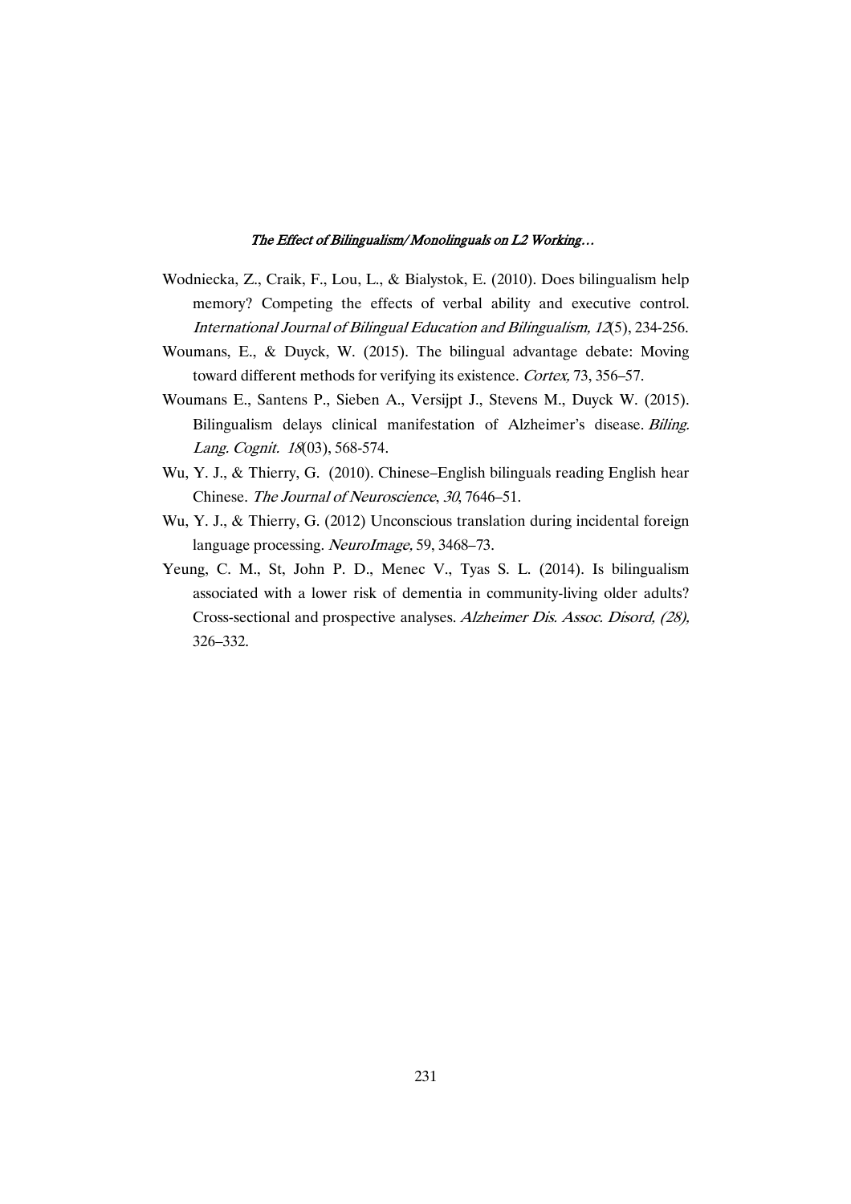Wodniecka, Z., Craik, F., Lou, L., & Bialystok, E. (2010). Does bilingualism help memory? Competing the effects of verbal ability and executive control. *International Journal of Bilingual Education and Bilingualism, 12*(5), 234-256.

Woumans, E., & Duyck, W. (2015). The bilingual advantage debate: Moving toward different methods for verifying its existence. *Cortex,* 73, 356–57.

Woumans E., Santens P., Sieben A., Versijpt J., Stevens M., Duyck W. (2015). Bilingualism delays clinical manifestation of Alzheimer's disease. *Biling. Lang. Cognit. 18*(03), 568-574.

Wu, Y. J., & Thierry, G. (2010). Chinese–English bilinguals reading English hear Chinese. *The Journal of Neuroscience*, *30*, 7646–51.

Wu, Y. J., & Thierry, G. (2012) Unconscious translation during incidental foreign language processing. *NeuroImage,* 59, 3468–73.

Yeung, C. M., St, John P. D., Menec V., Tyas S. L. (2014). Is bilingualism associated with a lower risk of dementia in community-living older adults? Cross-sectional and prospective analyses. *Alzheimer Dis. Assoc. Disord, (28),* 326–332.